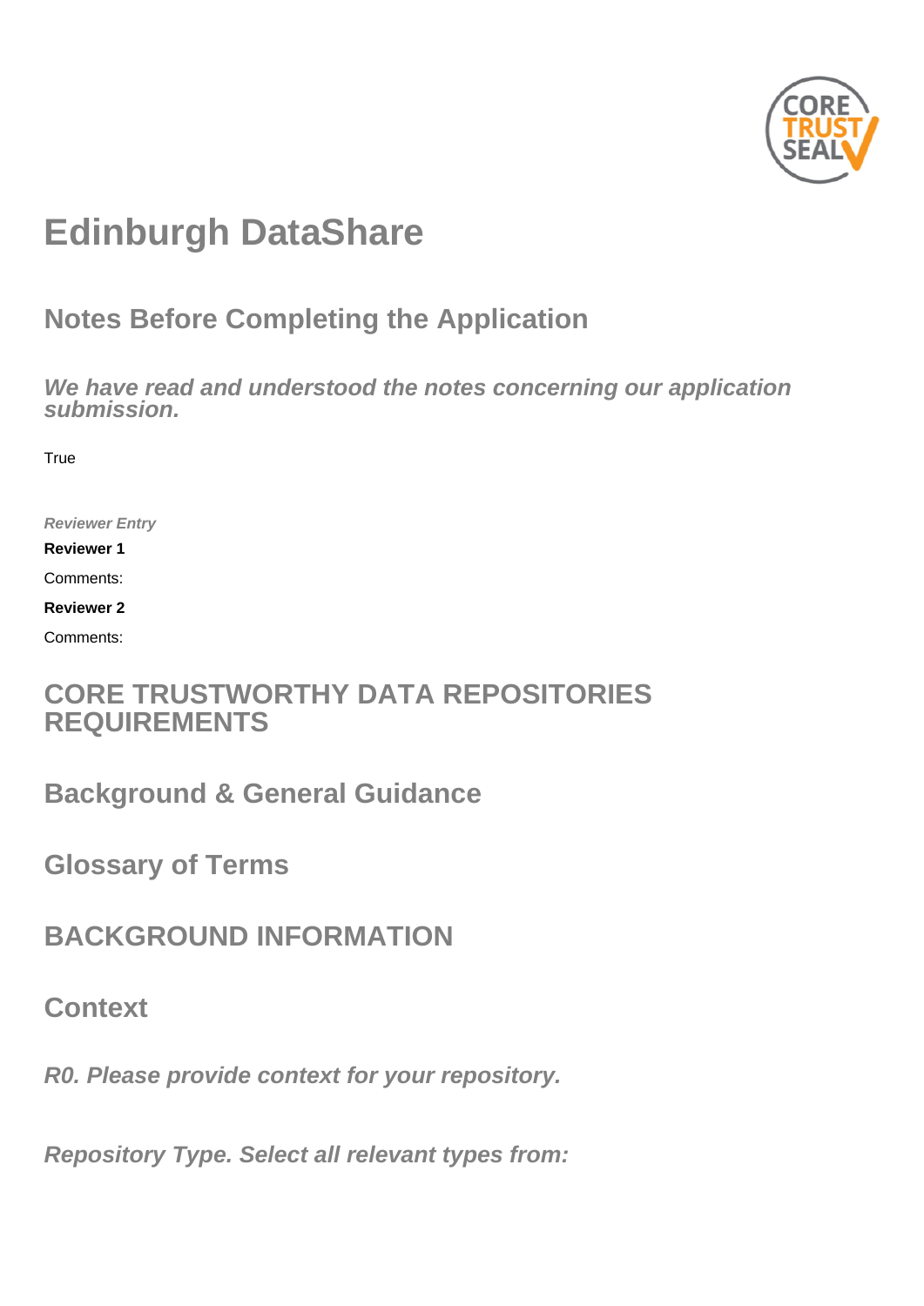# Edinburgh DataShare

## Notes Before Completing the Application

### *We have read and understood the notes concerning our application submission.*

True

*Reviewer Entry*

**Reviewer 1**

Comments:

**Reviewer 2**

Comments:

## CORE TRUSTWORTHY DATA REPOSITORIES REQUIREMENTS

## Background & General Guidance

## Glossary of Terms

## BACKGROUND INFORMATION

## Context

### *R0. Please provide context for your repository.*

### *Repository Type. Select all relevant types from:*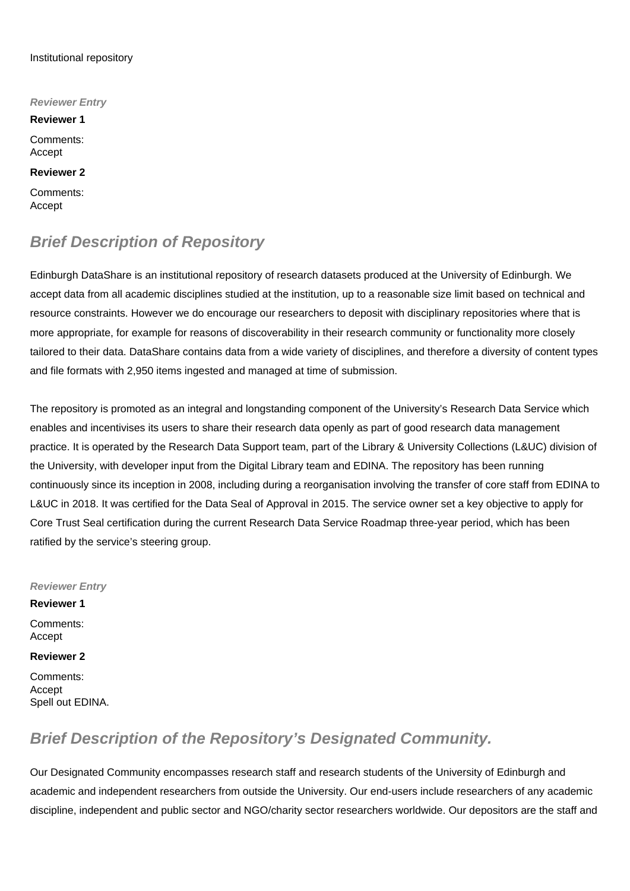Institutional repository

***Reviewer Entry***

**Reviewer 1**

Comments:
Accept

**Reviewer 2**

Comments:
Accept

## Brief Description of Repository

Edinburgh DataShare is an institutional repository of research datasets produced at the University of Edinburgh. We accept data from all academic disciplines studied at the institution, up to a reasonable size limit based on technical and resource constraints. However we do encourage our researchers to deposit with disciplinary repositories where that is more appropriate, for example for reasons of discoverability in their research community or functionality more closely tailored to their data. DataShare contains data from a wide variety of disciplines, and therefore a diversity of content types and file formats with 2,950 items ingested and managed at time of submission.

The repository is promoted as an integral and longstanding component of the University's Research Data Service which enables and incentivises its users to share their research data openly as part of good research data management practice. It is operated by the Research Data Support team, part of the Library & University Collections (L&UC) division of the University, with developer input from the Digital Library team and EDINA. The repository has been running continuously since its inception in 2008, including during a reorganisation involving the transfer of core staff from EDINA to L&UC in 2018. It was certified for the Data Seal of Approval in 2015. The service owner set a key objective to apply for Core Trust Seal certification during the current Research Data Service Roadmap three-year period, which has been ratified by the service's steering group.

***Reviewer Entry***

**Reviewer 1**

Comments:
Accept

**Reviewer 2**

Comments:
Accept
Spell out EDINA.

## Brief Description of the Repository's Designated Community.

Our Designated Community encompasses research staff and research students of the University of Edinburgh and academic and independent researchers from outside the University. Our end-users include researchers of any academic discipline, independent and public sector and NGO/charity sector researchers worldwide. Our depositors are the staff and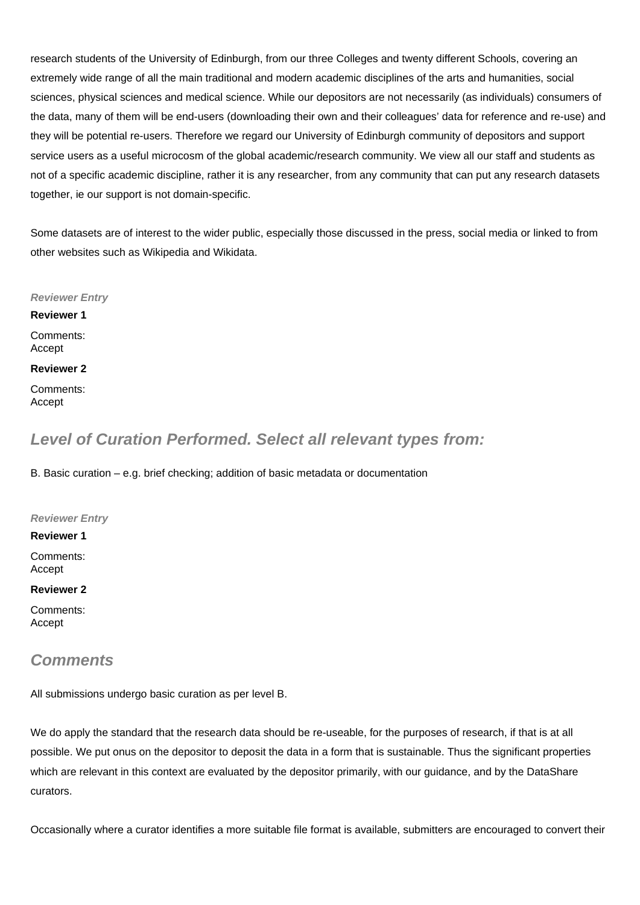research students of the University of Edinburgh, from our three Colleges and twenty different Schools, covering an extremely wide range of all the main traditional and modern academic disciplines of the arts and humanities, social sciences, physical sciences and medical science. While our depositors are not necessarily (as individuals) consumers of the data, many of them will be end-users (downloading their own and their colleagues' data for reference and re-use) and they will be potential re-users. Therefore we regard our University of Edinburgh community of depositors and support service users as a useful microcosm of the global academic/research community. We view all our staff and students as not of a specific academic discipline, rather it is any researcher, from any community that can put any research datasets together, ie our support is not domain-specific.

Some datasets are of interest to the wider public, especially those discussed in the press, social media or linked to from other websites such as Wikipedia and Wikidata.

*Reviewer Entry*

**Reviewer 1**

Comments:
Accept

**Reviewer 2**

Comments:
Accept

## Level of Curation Performed. Select all relevant types from:

B. Basic curation – e.g. brief checking; addition of basic metadata or documentation

*Reviewer Entry*

**Reviewer 1**

Comments:
Accept

**Reviewer 2**

Comments:
Accept

## Comments

All submissions undergo basic curation as per level B.

We do apply the standard that the research data should be re-useable, for the purposes of research, if that is at all possible. We put onus on the depositor to deposit the data in a form that is sustainable. Thus the significant properties which are relevant in this context are evaluated by the depositor primarily, with our guidance, and by the DataShare curators.

Occasionally where a curator identifies a more suitable file format is available, submitters are encouraged to convert their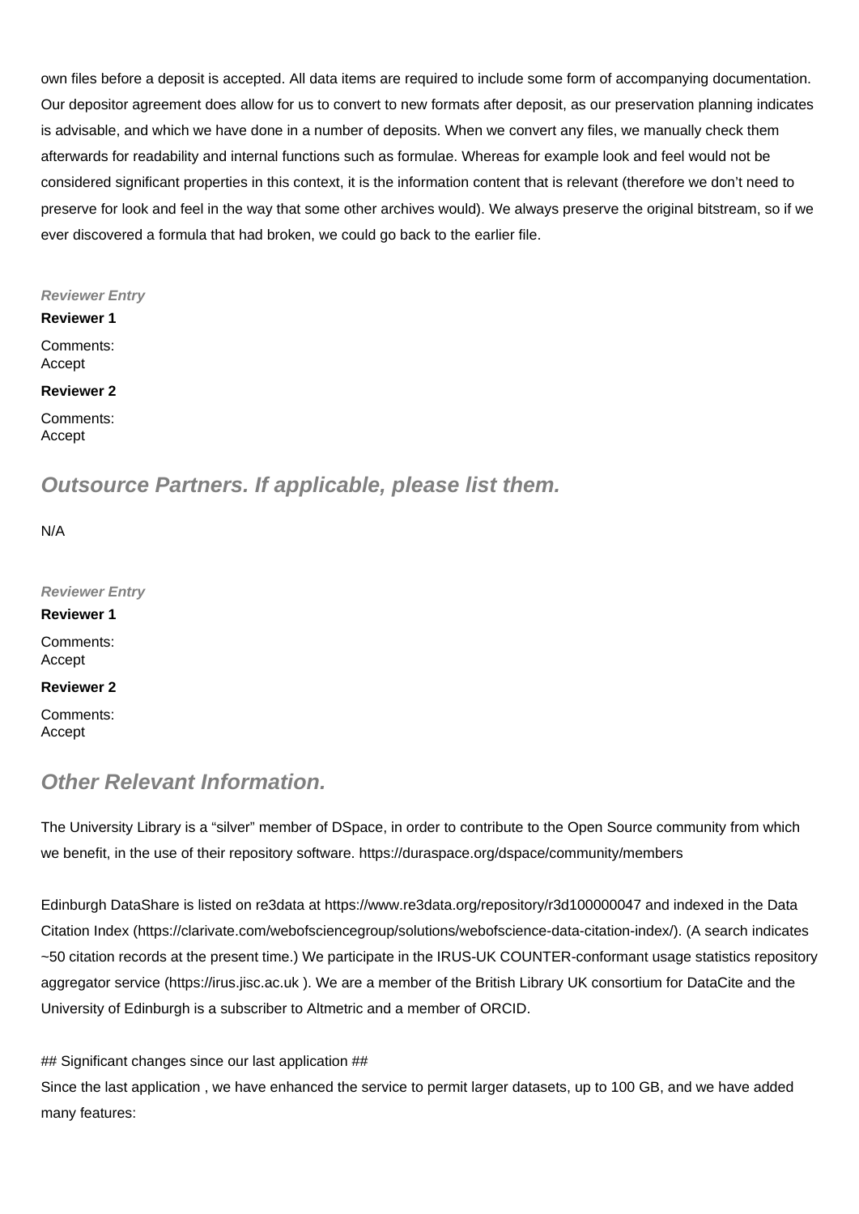own files before a deposit is accepted. All data items are required to include some form of accompanying documentation. Our depositor agreement does allow for us to convert to new formats after deposit, as our preservation planning indicates is advisable, and which we have done in a number of deposits. When we convert any files, we manually check them afterwards for readability and internal functions such as formulae. Whereas for example look and feel would not be considered significant properties in this context, it is the information content that is relevant (therefore we don't need to preserve for look and feel in the way that some other archives would). We always preserve the original bitstream, so if we ever discovered a formula that had broken, we could go back to the earlier file.

***Reviewer Entry***

**Reviewer 1**

Comments:
Accept

**Reviewer 2**

Comments:
Accept

## *Outsource Partners. If applicable, please list them.*

N/A

***Reviewer Entry***

**Reviewer 1**

Comments:
Accept

**Reviewer 2**

Comments:
Accept

## *Other Relevant Information.*

The University Library is a "silver" member of DSpace, in order to contribute to the Open Source community from which we benefit, in the use of their repository software. https://duraspace.org/dspace/community/members

Edinburgh DataShare is listed on re3data at https://www.re3data.org/repository/r3d100000047 and indexed in the Data Citation Index (https://clarivate.com/webofsciencegroup/solutions/webofscience-data-citation-index/). (A search indicates ~50 citation records at the present time.) We participate in the IRUS-UK COUNTER-conformant usage statistics repository aggregator service (https://irus.jisc.ac.uk ). We are a member of the British Library UK consortium for DataCite and the University of Edinburgh is a subscriber to Altmetric and a member of ORCID.

## Significant changes since our last application ##
Since the last application , we have enhanced the service to permit larger datasets, up to 100 GB, and we have added many features: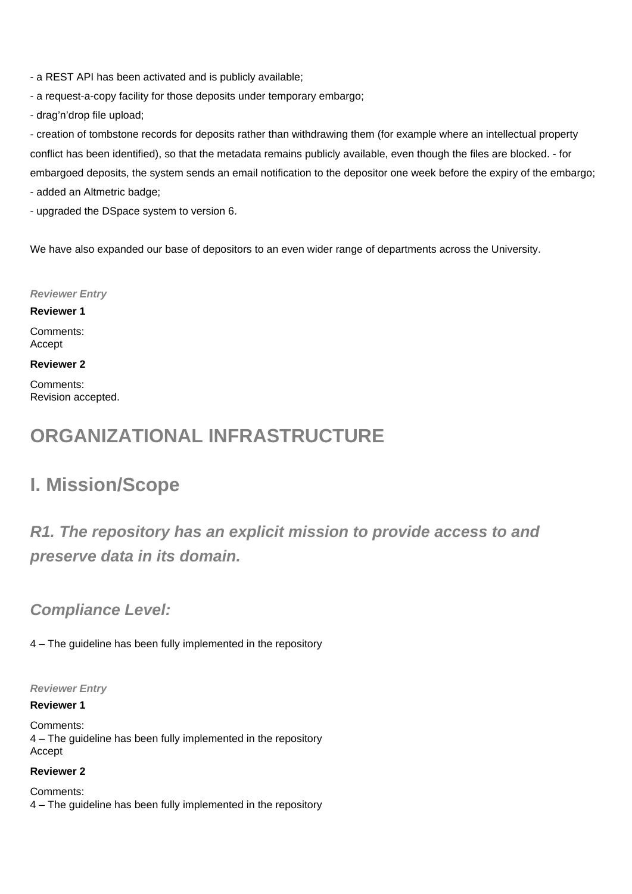- a REST API has been activated and is publicly available;
- a request-a-copy facility for those deposits under temporary embargo;
- drag'n'drop file upload;
- creation of tombstone records for deposits rather than withdrawing them (for example where an intellectual property conflict has been identified), so that the metadata remains publicly available, even though the files are blocked. - for embargoed deposits, the system sends an email notification to the depositor one week before the expiry of the embargo;
- added an Altmetric badge;
- upgraded the DSpace system to version 6.

We have also expanded our base of depositors to an even wider range of departments across the University.

*Reviewer Entry*

**Reviewer 1**

Comments:
Accept

**Reviewer 2**

Comments:
Revision accepted.

# ORGANIZATIONAL INFRASTRUCTURE

# I. Mission/Scope

## *R1. The repository has an explicit mission to provide access to and preserve data in its domain.*

### *Compliance Level:*

4 – The guideline has been fully implemented in the repository

*Reviewer Entry*

**Reviewer 1**

Comments:
4 – The guideline has been fully implemented in the repository
Accept

**Reviewer 2**

Comments:
4 – The guideline has been fully implemented in the repository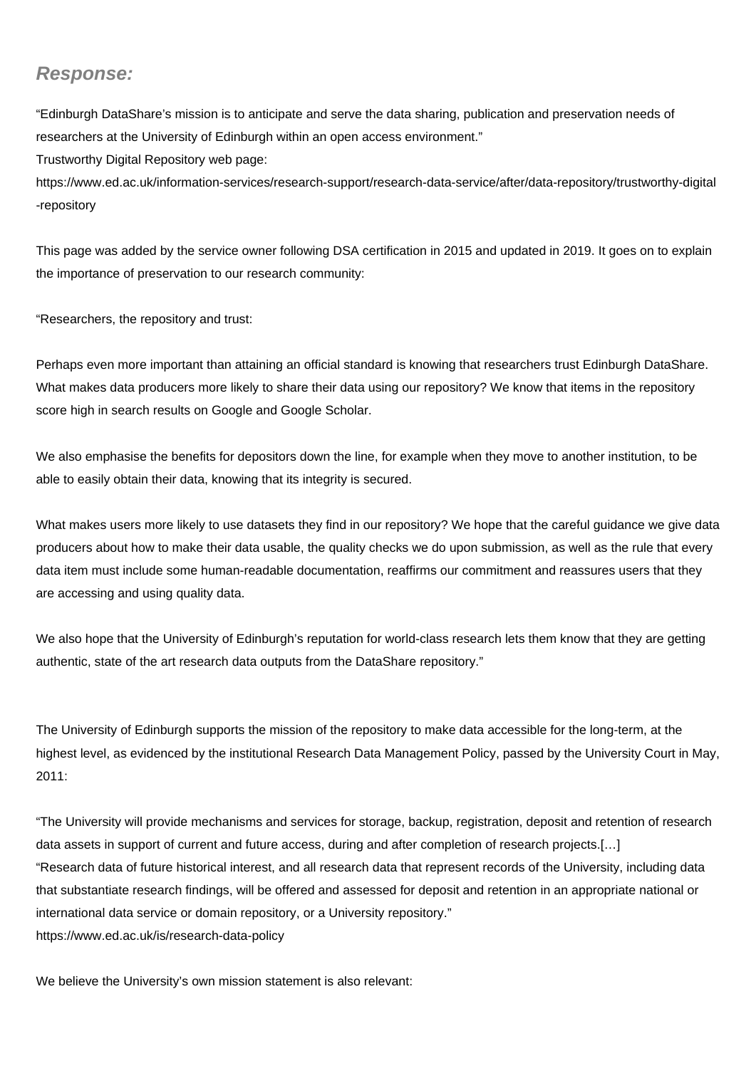***Response:***

"Edinburgh DataShare's mission is to anticipate and serve the data sharing, publication and preservation needs of researchers at the University of Edinburgh within an open access environment."
Trustworthy Digital Repository web page:
https://www.ed.ac.uk/information-services/research-support/research-data-service/after/data-repository/trustworthy-digital-repository

This page was added by the service owner following DSA certification in 2015 and updated in 2019. It goes on to explain the importance of preservation to our research community:

"Researchers, the repository and trust:

Perhaps even more important than attaining an official standard is knowing that researchers trust Edinburgh DataShare. What makes data producers more likely to share their data using our repository? We know that items in the repository score high in search results on Google and Google Scholar.

We also emphasise the benefits for depositors down the line, for example when they move to another institution, to be able to easily obtain their data, knowing that its integrity is secured.

What makes users more likely to use datasets they find in our repository? We hope that the careful guidance we give data producers about how to make their data usable, the quality checks we do upon submission, as well as the rule that every data item must include some human-readable documentation, reaffirms our commitment and reassures users that they are accessing and using quality data.

We also hope that the University of Edinburgh's reputation for world-class research lets them know that they are getting authentic, state of the art research data outputs from the DataShare repository."

The University of Edinburgh supports the mission of the repository to make data accessible for the long-term, at the highest level, as evidenced by the institutional Research Data Management Policy, passed by the University Court in May, 2011:

"The University will provide mechanisms and services for storage, backup, registration, deposit and retention of research data assets in support of current and future access, during and after completion of research projects.[…]
"Research data of future historical interest, and all research data that represent records of the University, including data that substantiate research findings, will be offered and assessed for deposit and retention in an appropriate national or international data service or domain repository, or a University repository."
https://www.ed.ac.uk/is/research-data-policy

We believe the University's own mission statement is also relevant: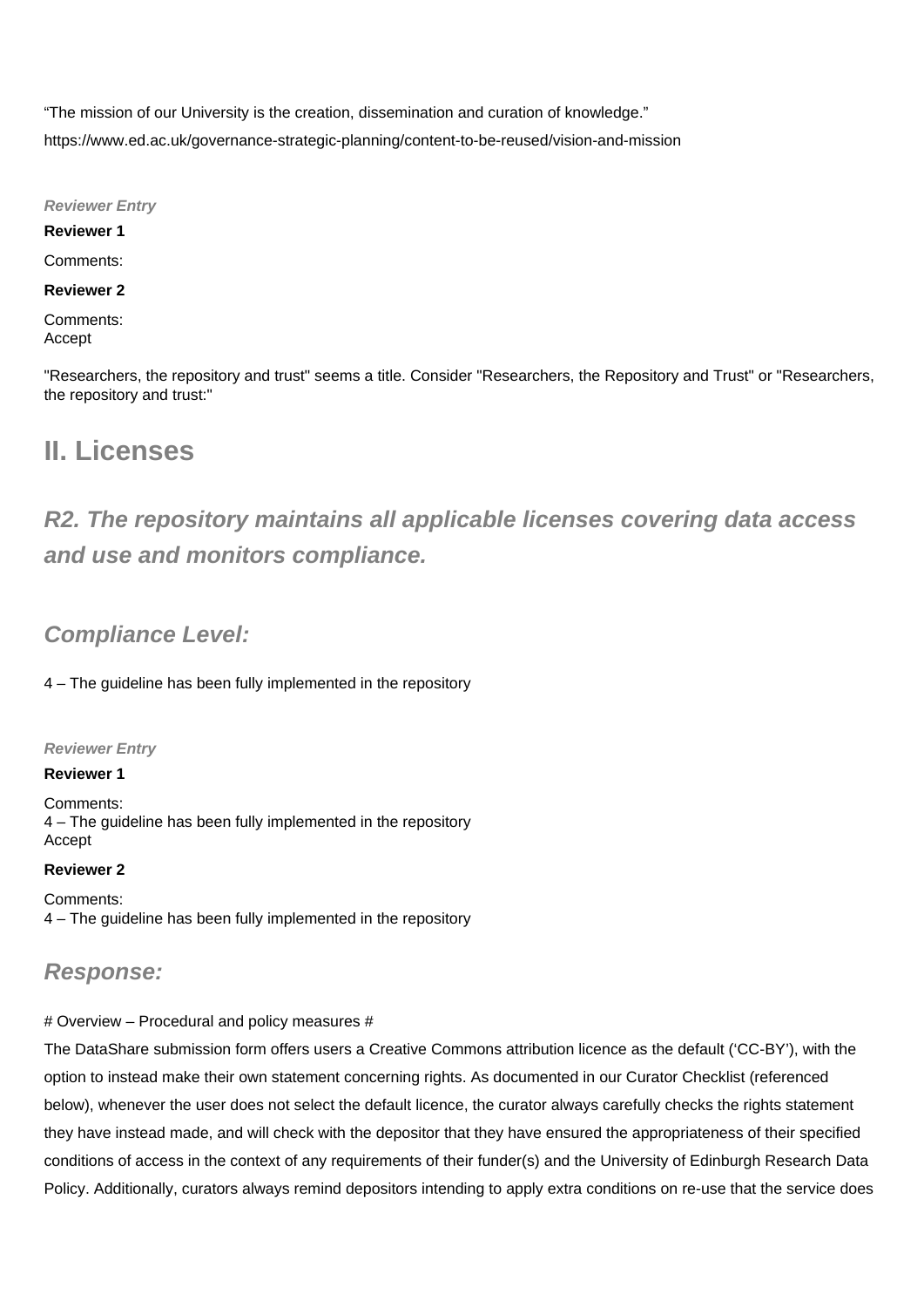“The mission of our University is the creation, dissemination and curation of knowledge.”

https://www.ed.ac.uk/governance-strategic-planning/content-to-be-reused/vision-and-mission

***Reviewer Entry***

**Reviewer 1**

Comments:

**Reviewer 2**

Comments:
Accept

"Researchers, the repository and trust" seems a title. Consider "Researchers, the Repository and Trust" or "Researchers, the repository and trust:"

# II. Licenses

## *R2. The repository maintains all applicable licenses covering data access and use and monitors compliance.*

### *Compliance Level:*

4 – The guideline has been fully implemented in the repository

***Reviewer Entry***

**Reviewer 1**

Comments:
4 – The guideline has been fully implemented in the repository
Accept

**Reviewer 2**

Comments:
4 – The guideline has been fully implemented in the repository

### *Response:*

# Overview – Procedural and policy measures #

The DataShare submission form offers users a Creative Commons attribution licence as the default (‘CC-BY’), with the option to instead make their own statement concerning rights. As documented in our Curator Checklist (referenced below), whenever the user does not select the default licence, the curator always carefully checks the rights statement they have instead made, and will check with the depositor that they have ensured the appropriateness of their specified conditions of access in the context of any requirements of their funder(s) and the University of Edinburgh Research Data Policy. Additionally, curators always remind depositors intending to apply extra conditions on re-use that the service does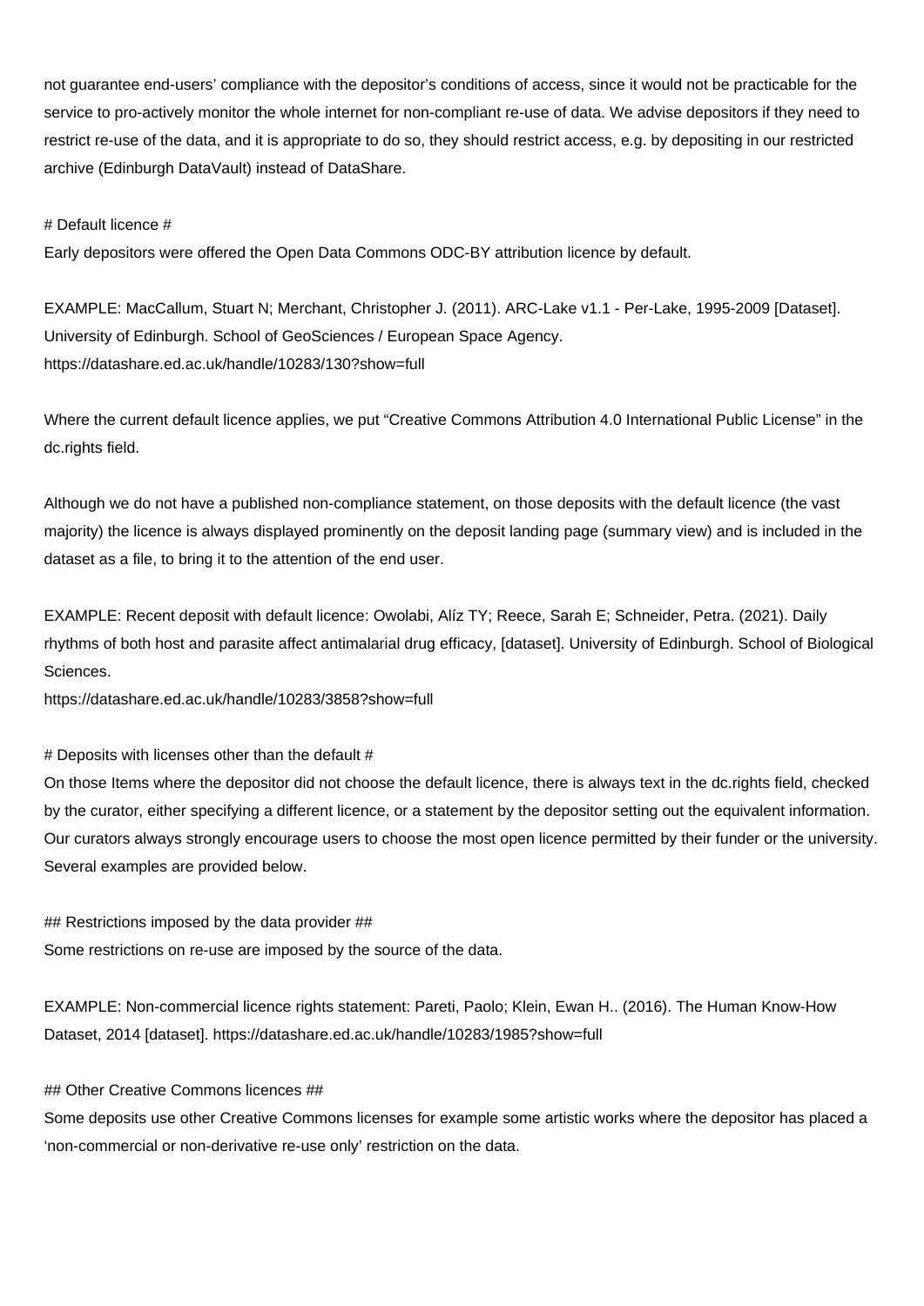not guarantee end-users' compliance with the depositor's conditions of access, since it would not be practicable for the service to pro-actively monitor the whole internet for non-compliant re-use of data. We advise depositors if they need to restrict re-use of the data, and it is appropriate to do so, they should restrict access, e.g. by depositing in our restricted archive (Edinburgh DataVault) instead of DataShare.

# Default licence #

Early depositors were offered the Open Data Commons ODC-BY attribution licence by default.

EXAMPLE: MacCallum, Stuart N; Merchant, Christopher J. (2011). ARC-Lake v1.1 - Per-Lake, 1995-2009 [Dataset]. University of Edinburgh. School of GeoSciences / European Space Agency. https://datashare.ed.ac.uk/handle/10283/130?show=full

Where the current default licence applies, we put "Creative Commons Attribution 4.0 International Public License" in the dc.rights field.

Although we do not have a published non-compliance statement, on those deposits with the default licence (the vast majority) the licence is always displayed prominently on the deposit landing page (summary view) and is included in the dataset as a file, to bring it to the attention of the end user.

EXAMPLE: Recent deposit with default licence: Owolabi, Alíz TY; Reece, Sarah E; Schneider, Petra. (2021). Daily rhythms of both host and parasite affect antimalarial drug efficacy, [dataset]. University of Edinburgh. School of Biological Sciences.
https://datashare.ed.ac.uk/handle/10283/3858?show=full

# Deposits with licenses other than the default #

On those Items where the depositor did not choose the default licence, there is always text in the dc.rights field, checked by the curator, either specifying a different licence, or a statement by the depositor setting out the equivalent information. Our curators always strongly encourage users to choose the most open licence permitted by their funder or the university. Several examples are provided below.

## Restrictions imposed by the data provider ##

Some restrictions on re-use are imposed by the source of the data.

EXAMPLE: Non-commercial licence rights statement: Pareti, Paolo; Klein, Ewan H.. (2016). The Human Know-How Dataset, 2014 [dataset]. https://datashare.ed.ac.uk/handle/10283/1985?show=full

## Other Creative Commons licences ##

Some deposits use other Creative Commons licenses for example some artistic works where the depositor has placed a 'non-commercial or non-derivative re-use only' restriction on the data.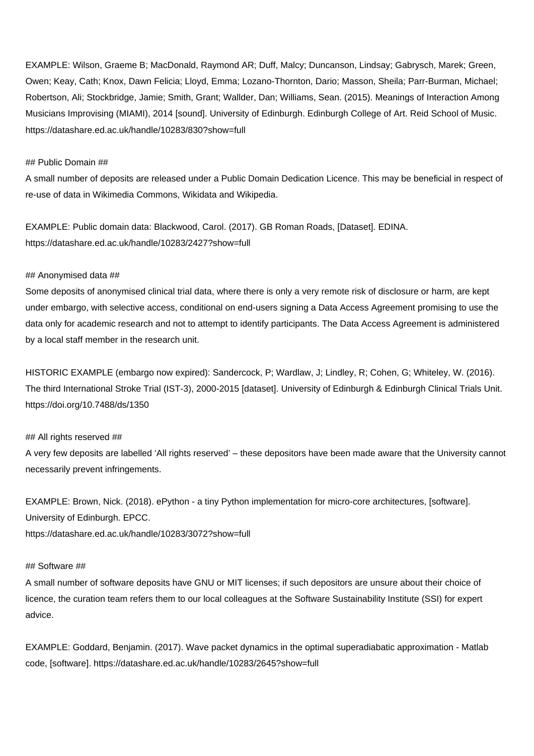EXAMPLE: Wilson, Graeme B; MacDonald, Raymond AR; Duff, Malcy; Duncanson, Lindsay; Gabrysch, Marek; Green, Owen; Keay, Cath; Knox, Dawn Felicia; Lloyd, Emma; Lozano-Thornton, Dario; Masson, Sheila; Parr-Burman, Michael; Robertson, Ali; Stockbridge, Jamie; Smith, Grant; Wallder, Dan; Williams, Sean. (2015). Meanings of Interaction Among Musicians Improvising (MIAMI), 2014 [sound]. University of Edinburgh. Edinburgh College of Art. Reid School of Music. https://datashare.ed.ac.uk/handle/10283/830?show=full

## Public Domain ##

A small number of deposits are released under a Public Domain Dedication Licence. This may be beneficial in respect of re-use of data in Wikimedia Commons, Wikidata and Wikipedia.

EXAMPLE: Public domain data: Blackwood, Carol. (2017). GB Roman Roads, [Dataset]. EDINA. https://datashare.ed.ac.uk/handle/10283/2427?show=full

## Anonymised data ##

Some deposits of anonymised clinical trial data, where there is only a very remote risk of disclosure or harm, are kept under embargo, with selective access, conditional on end-users signing a Data Access Agreement promising to use the data only for academic research and not to attempt to identify participants. The Data Access Agreement is administered by a local staff member in the research unit.

HISTORIC EXAMPLE (embargo now expired): Sandercock, P; Wardlaw, J; Lindley, R; Cohen, G; Whiteley, W. (2016). The third International Stroke Trial (IST-3), 2000-2015 [dataset]. University of Edinburgh & Edinburgh Clinical Trials Unit. https://doi.org/10.7488/ds/1350

## All rights reserved ##

A very few deposits are labelled 'All rights reserved' – these depositors have been made aware that the University cannot necessarily prevent infringements.

EXAMPLE: Brown, Nick. (2018). ePython - a tiny Python implementation for micro-core architectures, [software]. University of Edinburgh. EPCC.
https://datashare.ed.ac.uk/handle/10283/3072?show=full

## Software ##

A small number of software deposits have GNU or MIT licenses; if such depositors are unsure about their choice of licence, the curation team refers them to our local colleagues at the Software Sustainability Institute (SSI) for expert advice.

EXAMPLE: Goddard, Benjamin. (2017). Wave packet dynamics in the optimal superadiabatic approximation - Matlab code, [software]. https://datashare.ed.ac.uk/handle/10283/2645?show=full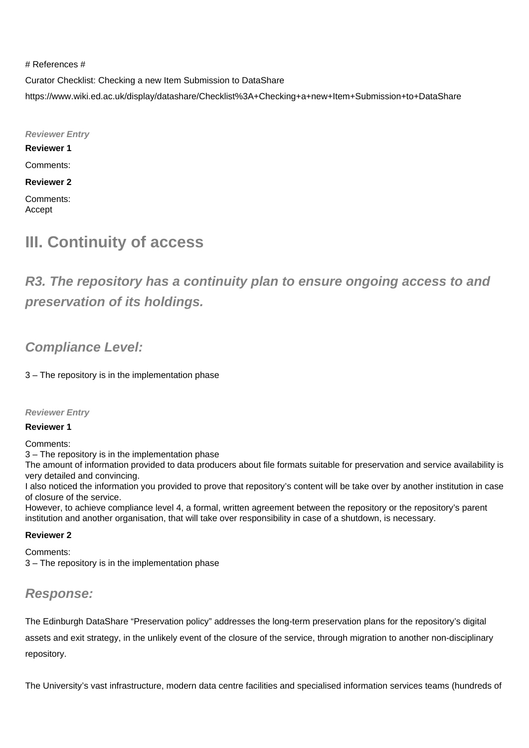# References #

Curator Checklist: Checking a new Item Submission to DataShare

https://www.wiki.ed.ac.uk/display/datashare/Checklist%3A+Checking+a+new+Item+Submission+to+DataShare

***Reviewer Entry***

**Reviewer 1**

Comments:

**Reviewer 2**

Comments:
Accept

## III. Continuity of access

### *R3. The repository has a continuity plan to ensure ongoing access to and preservation of its holdings.*

### *Compliance Level:*

3 – The repository is in the implementation phase

***Reviewer Entry***

**Reviewer 1**

Comments:
3 – The repository is in the implementation phase
The amount of information provided to data producers about file formats suitable for preservation and service availability is very detailed and convincing.
I also noticed the information you provided to prove that repository's content will be take over by another institution in case of closure of the service.
However, to achieve compliance level 4, a formal, written agreement between the repository or the repository's parent institution and another organisation, that will take over responsibility in case of a shutdown, is necessary.

**Reviewer 2**

Comments:
3 – The repository is in the implementation phase

### *Response:*

The Edinburgh DataShare "Preservation policy" addresses the long-term preservation plans for the repository's digital assets and exit strategy, in the unlikely event of the closure of the service, through migration to another non-disciplinary repository.

The University's vast infrastructure, modern data centre facilities and specialised information services teams (hundreds of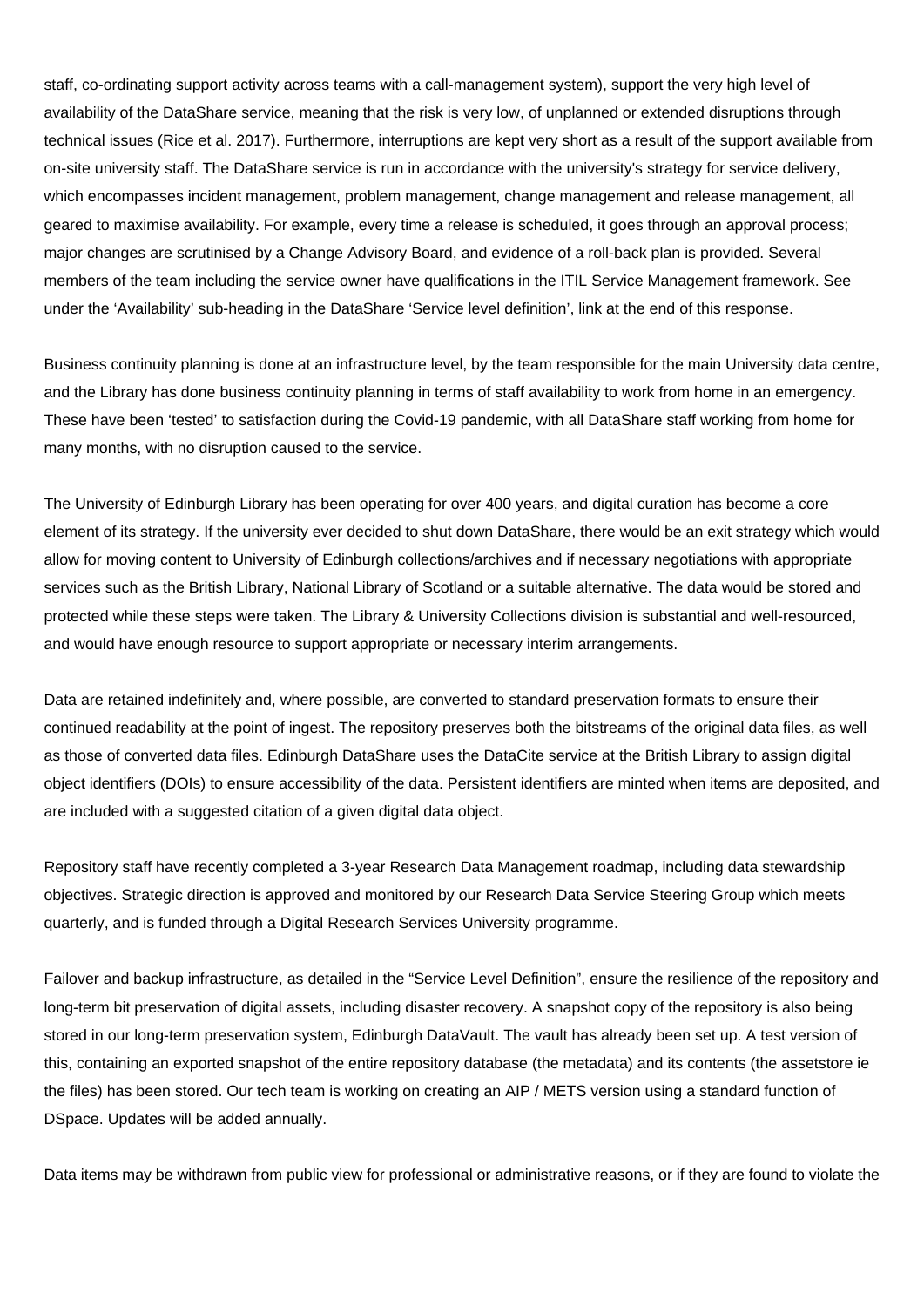staff, co-ordinating support activity across teams with a call-management system), support the very high level of availability of the DataShare service, meaning that the risk is very low, of unplanned or extended disruptions through technical issues (Rice et al. 2017). Furthermore, interruptions are kept very short as a result of the support available from on-site university staff. The DataShare service is run in accordance with the university's strategy for service delivery, which encompasses incident management, problem management, change management and release management, all geared to maximise availability. For example, every time a release is scheduled, it goes through an approval process; major changes are scrutinised by a Change Advisory Board, and evidence of a roll-back plan is provided. Several members of the team including the service owner have qualifications in the ITIL Service Management framework. See under the 'Availability' sub-heading in the DataShare 'Service level definition', link at the end of this response.

Business continuity planning is done at an infrastructure level, by the team responsible for the main University data centre, and the Library has done business continuity planning in terms of staff availability to work from home in an emergency. These have been 'tested' to satisfaction during the Covid-19 pandemic, with all DataShare staff working from home for many months, with no disruption caused to the service.

The University of Edinburgh Library has been operating for over 400 years, and digital curation has become a core element of its strategy. If the university ever decided to shut down DataShare, there would be an exit strategy which would allow for moving content to University of Edinburgh collections/archives and if necessary negotiations with appropriate services such as the British Library, National Library of Scotland or a suitable alternative. The data would be stored and protected while these steps were taken. The Library & University Collections division is substantial and well-resourced, and would have enough resource to support appropriate or necessary interim arrangements.

Data are retained indefinitely and, where possible, are converted to standard preservation formats to ensure their continued readability at the point of ingest. The repository preserves both the bitstreams of the original data files, as well as those of converted data files. Edinburgh DataShare uses the DataCite service at the British Library to assign digital object identifiers (DOIs) to ensure accessibility of the data. Persistent identifiers are minted when items are deposited, and are included with a suggested citation of a given digital data object.

Repository staff have recently completed a 3-year Research Data Management roadmap, including data stewardship objectives. Strategic direction is approved and monitored by our Research Data Service Steering Group which meets quarterly, and is funded through a Digital Research Services University programme.

Failover and backup infrastructure, as detailed in the "Service Level Definition", ensure the resilience of the repository and long-term bit preservation of digital assets, including disaster recovery. A snapshot copy of the repository is also being stored in our long-term preservation system, Edinburgh DataVault. The vault has already been set up. A test version of this, containing an exported snapshot of the entire repository database (the metadata) and its contents (the assetstore ie the files) has been stored. Our tech team is working on creating an AIP / METS version using a standard function of DSpace. Updates will be added annually.

Data items may be withdrawn from public view for professional or administrative reasons, or if they are found to violate the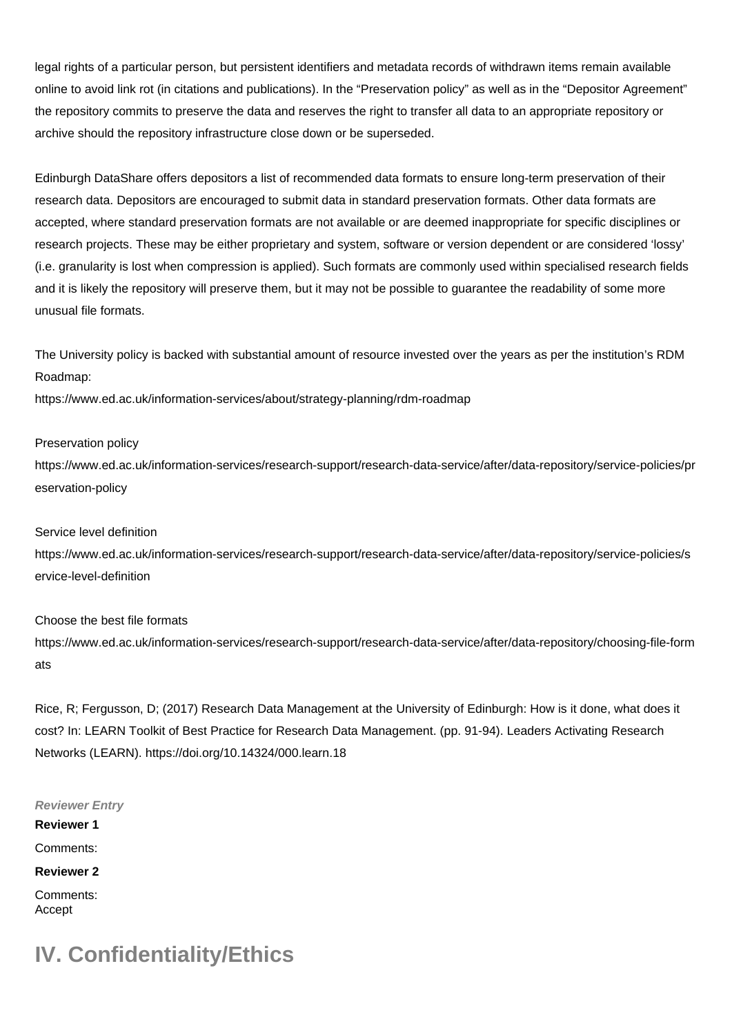legal rights of a particular person, but persistent identifiers and metadata records of withdrawn items remain available online to avoid link rot (in citations and publications). In the "Preservation policy" as well as in the "Depositor Agreement" the repository commits to preserve the data and reserves the right to transfer all data to an appropriate repository or archive should the repository infrastructure close down or be superseded.

Edinburgh DataShare offers depositors a list of recommended data formats to ensure long-term preservation of their research data. Depositors are encouraged to submit data in standard preservation formats. Other data formats are accepted, where standard preservation formats are not available or are deemed inappropriate for specific disciplines or research projects. These may be either proprietary and system, software or version dependent or are considered 'lossy' (i.e. granularity is lost when compression is applied). Such formats are commonly used within specialised research fields and it is likely the repository will preserve them, but it may not be possible to guarantee the readability of some more unusual file formats.

The University policy is backed with substantial amount of resource invested over the years as per the institution's RDM Roadmap:
https://www.ed.ac.uk/information-services/about/strategy-planning/rdm-roadmap

Preservation policy
https://www.ed.ac.uk/information-services/research-support/research-data-service/after/data-repository/service-policies/preservation-policy

Service level definition
https://www.ed.ac.uk/information-services/research-support/research-data-service/after/data-repository/service-policies/service-level-definition

Choose the best file formats
https://www.ed.ac.uk/information-services/research-support/research-data-service/after/data-repository/choosing-file-formats

Rice, R; Fergusson, D; (2017) Research Data Management at the University of Edinburgh: How is it done, what does it cost? In: LEARN Toolkit of Best Practice for Research Data Management. (pp. 91-94). Leaders Activating Research Networks (LEARN). https://doi.org/10.14324/000.learn.18

***Reviewer Entry***

**Reviewer 1**

Comments:

**Reviewer 2**

Comments:
Accept

# IV. Confidentiality/Ethics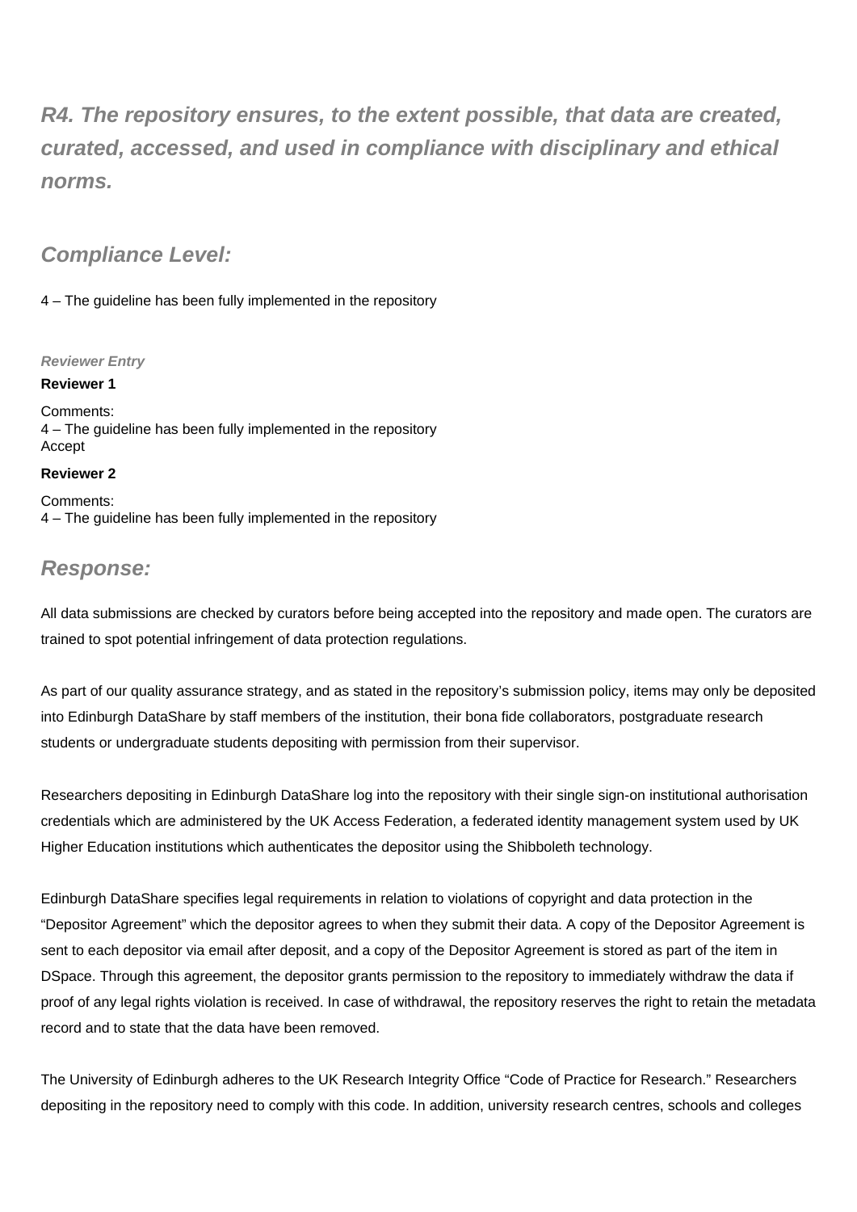## *R4. The repository ensures, to the extent possible, that data are created, curated, accessed, and used in compliance with disciplinary and ethical norms.*

### *Compliance Level:*

4 – The guideline has been fully implemented in the repository

***Reviewer Entry***

**Reviewer 1**

Comments:
4 – The guideline has been fully implemented in the repository
Accept

**Reviewer 2**

Comments:
4 – The guideline has been fully implemented in the repository

### *Response:*

All data submissions are checked by curators before being accepted into the repository and made open. The curators are trained to spot potential infringement of data protection regulations.

As part of our quality assurance strategy, and as stated in the repository's submission policy, items may only be deposited into Edinburgh DataShare by staff members of the institution, their bona fide collaborators, postgraduate research students or undergraduate students depositing with permission from their supervisor.

Researchers depositing in Edinburgh DataShare log into the repository with their single sign-on institutional authorisation credentials which are administered by the UK Access Federation, a federated identity management system used by UK Higher Education institutions which authenticates the depositor using the Shibboleth technology.

Edinburgh DataShare specifies legal requirements in relation to violations of copyright and data protection in the "Depositor Agreement" which the depositor agrees to when they submit their data. A copy of the Depositor Agreement is sent to each depositor via email after deposit, and a copy of the Depositor Agreement is stored as part of the item in DSpace. Through this agreement, the depositor grants permission to the repository to immediately withdraw the data if proof of any legal rights violation is received. In case of withdrawal, the repository reserves the right to retain the metadata record and to state that the data have been removed.

The University of Edinburgh adheres to the UK Research Integrity Office "Code of Practice for Research." Researchers depositing in the repository need to comply with this code. In addition, university research centres, schools and colleges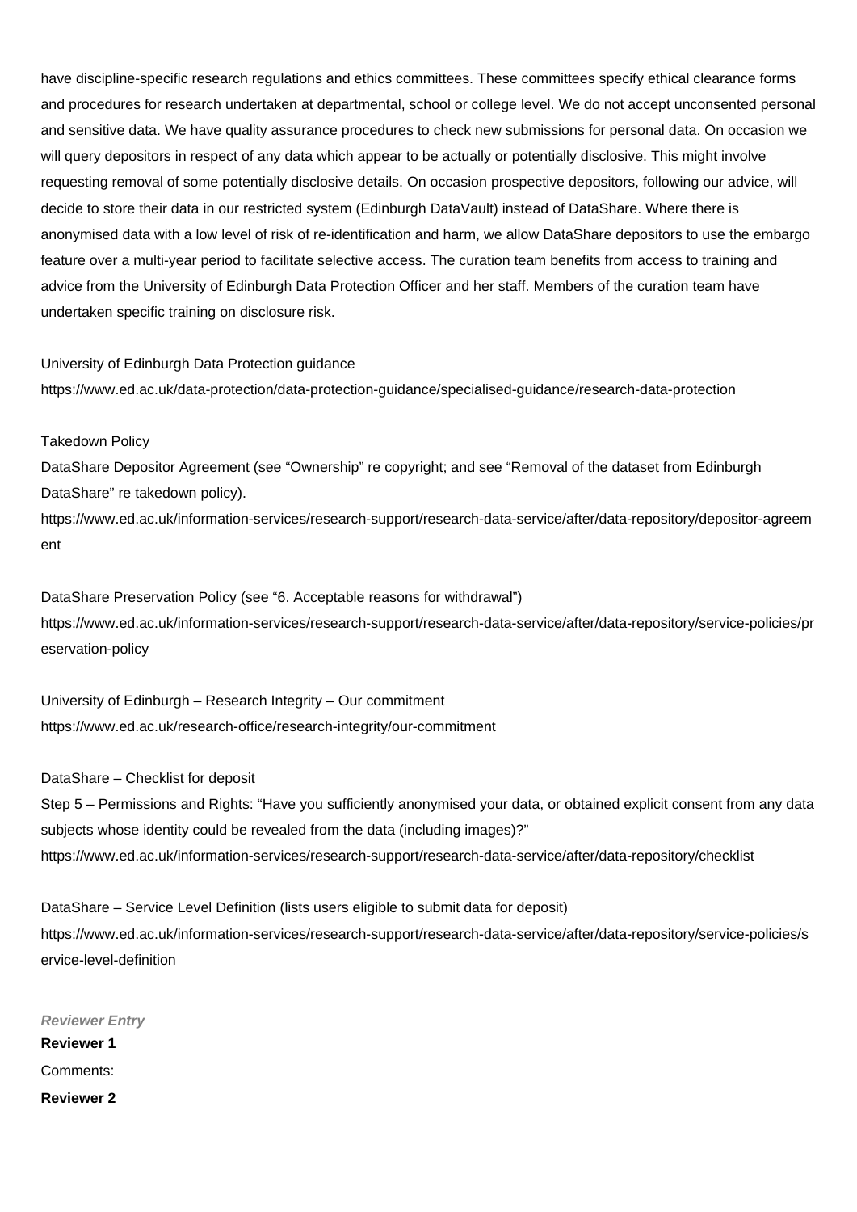have discipline-specific research regulations and ethics committees. These committees specify ethical clearance forms and procedures for research undertaken at departmental, school or college level. We do not accept unconsented personal and sensitive data. We have quality assurance procedures to check new submissions for personal data. On occasion we will query depositors in respect of any data which appear to be actually or potentially disclosive. This might involve requesting removal of some potentially disclosive details. On occasion prospective depositors, following our advice, will decide to store their data in our restricted system (Edinburgh DataVault) instead of DataShare. Where there is anonymised data with a low level of risk of re-identification and harm, we allow DataShare depositors to use the embargo feature over a multi-year period to facilitate selective access. The curation team benefits from access to training and advice from the University of Edinburgh Data Protection Officer and her staff. Members of the curation team have undertaken specific training on disclosure risk.

University of Edinburgh Data Protection guidance
https://www.ed.ac.uk/data-protection/data-protection-guidance/specialised-guidance/research-data-protection

Takedown Policy
DataShare Depositor Agreement (see "Ownership" re copyright; and see "Removal of the dataset from Edinburgh DataShare" re takedown policy).
https://www.ed.ac.uk/information-services/research-support/research-data-service/after/data-repository/depositor-agreement

DataShare Preservation Policy (see "6. Acceptable reasons for withdrawal")
https://www.ed.ac.uk/information-services/research-support/research-data-service/after/data-repository/service-policies/preservation-policy

University of Edinburgh – Research Integrity – Our commitment
https://www.ed.ac.uk/research-office/research-integrity/our-commitment

DataShare – Checklist for deposit
Step 5 – Permissions and Rights: "Have you sufficiently anonymised your data, or obtained explicit consent from any data subjects whose identity could be revealed from the data (including images)?"
https://www.ed.ac.uk/information-services/research-support/research-data-service/after/data-repository/checklist

DataShare – Service Level Definition (lists users eligible to submit data for deposit)
https://www.ed.ac.uk/information-services/research-support/research-data-service/after/data-repository/service-policies/service-level-definition

***Reviewer Entry***

**Reviewer 1**

Comments:

**Reviewer 2**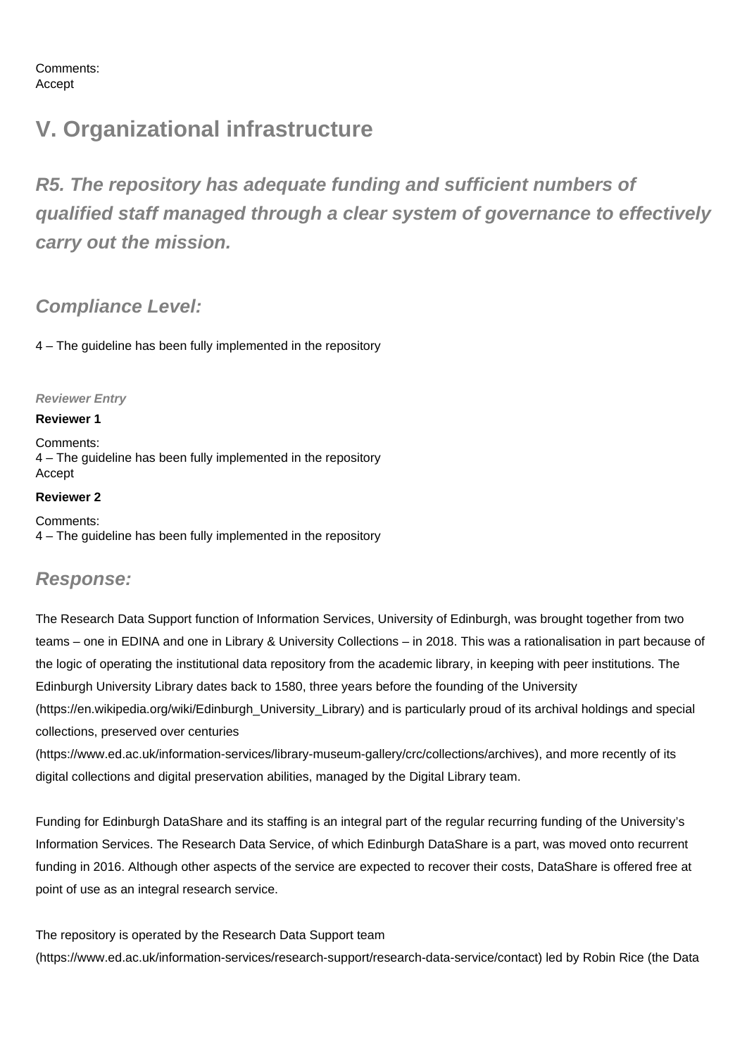Comments:
Accept

# V. Organizational infrastructure

## *R5. The repository has adequate funding and sufficient numbers of qualified staff managed through a clear system of governance to effectively carry out the mission.*

### *Compliance Level:*

4 – The guideline has been fully implemented in the repository

***Reviewer Entry***

**Reviewer 1**

Comments:
4 – The guideline has been fully implemented in the repository
Accept

**Reviewer 2**

Comments:
4 – The guideline has been fully implemented in the repository

### *Response:*

The Research Data Support function of Information Services, University of Edinburgh, was brought together from two teams – one in EDINA and one in Library & University Collections – in 2018. This was a rationalisation in part because of the logic of operating the institutional data repository from the academic library, in keeping with peer institutions. The Edinburgh University Library dates back to 1580, three years before the founding of the University (https://en.wikipedia.org/wiki/Edinburgh_University_Library) and is particularly proud of its archival holdings and special collections, preserved over centuries (https://www.ed.ac.uk/information-services/library-museum-gallery/crc/collections/archives), and more recently of its digital collections and digital preservation abilities, managed by the Digital Library team.

Funding for Edinburgh DataShare and its staffing is an integral part of the regular recurring funding of the University's Information Services. The Research Data Service, of which Edinburgh DataShare is a part, was moved onto recurrent funding in 2016. Although other aspects of the service are expected to recover their costs, DataShare is offered free at point of use as an integral research service.

The repository is operated by the Research Data Support team (https://www.ed.ac.uk/information-services/research-support/research-data-service/contact) led by Robin Rice (the Data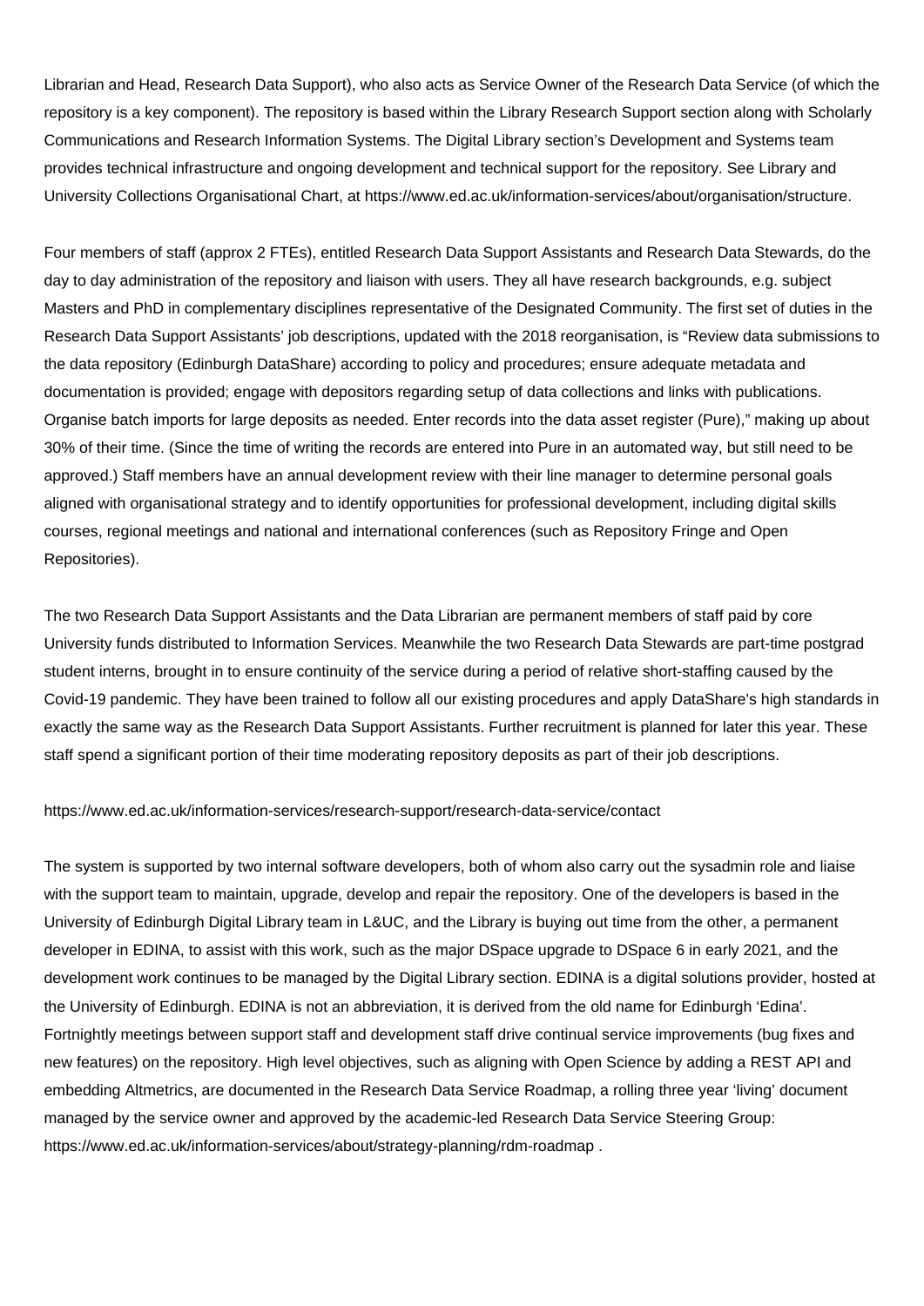Librarian and Head, Research Data Support), who also acts as Service Owner of the Research Data Service (of which the repository is a key component). The repository is based within the Library Research Support section along with Scholarly Communications and Research Information Systems. The Digital Library section's Development and Systems team provides technical infrastructure and ongoing development and technical support for the repository. See Library and University Collections Organisational Chart, at https://www.ed.ac.uk/information-services/about/organisation/structure.

Four members of staff (approx 2 FTEs), entitled Research Data Support Assistants and Research Data Stewards, do the day to day administration of the repository and liaison with users. They all have research backgrounds, e.g. subject Masters and PhD in complementary disciplines representative of the Designated Community. The first set of duties in the Research Data Support Assistants' job descriptions, updated with the 2018 reorganisation, is "Review data submissions to the data repository (Edinburgh DataShare) according to policy and procedures; ensure adequate metadata and documentation is provided; engage with depositors regarding setup of data collections and links with publications. Organise batch imports for large deposits as needed. Enter records into the data asset register (Pure)," making up about 30% of their time. (Since the time of writing the records are entered into Pure in an automated way, but still need to be approved.) Staff members have an annual development review with their line manager to determine personal goals aligned with organisational strategy and to identify opportunities for professional development, including digital skills courses, regional meetings and national and international conferences (such as Repository Fringe and Open Repositories).

The two Research Data Support Assistants and the Data Librarian are permanent members of staff paid by core University funds distributed to Information Services. Meanwhile the two Research Data Stewards are part-time postgrad student interns, brought in to ensure continuity of the service during a period of relative short-staffing caused by the Covid-19 pandemic. They have been trained to follow all our existing procedures and apply DataShare's high standards in exactly the same way as the Research Data Support Assistants. Further recruitment is planned for later this year. These staff spend a significant portion of their time moderating repository deposits as part of their job descriptions.

https://www.ed.ac.uk/information-services/research-support/research-data-service/contact

The system is supported by two internal software developers, both of whom also carry out the sysadmin role and liaise with the support team to maintain, upgrade, develop and repair the repository. One of the developers is based in the University of Edinburgh Digital Library team in L&UC, and the Library is buying out time from the other, a permanent developer in EDINA, to assist with this work, such as the major DSpace upgrade to DSpace 6 in early 2021, and the development work continues to be managed by the Digital Library section. EDINA is a digital solutions provider, hosted at the University of Edinburgh. EDINA is not an abbreviation, it is derived from the old name for Edinburgh 'Edina'. Fortnightly meetings between support staff and development staff drive continual service improvements (bug fixes and new features) on the repository. High level objectives, such as aligning with Open Science by adding a REST API and embedding Altmetrics, are documented in the Research Data Service Roadmap, a rolling three year 'living' document managed by the service owner and approved by the academic-led Research Data Service Steering Group: https://www.ed.ac.uk/information-services/about/strategy-planning/rdm-roadmap .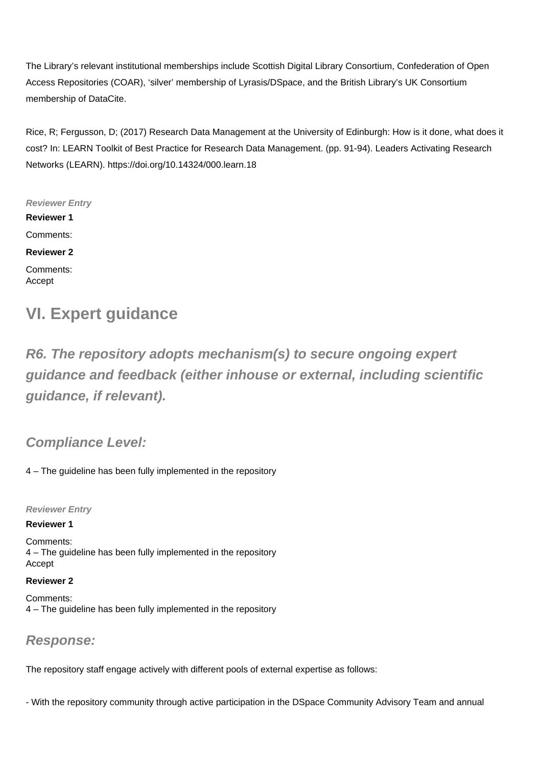The Library's relevant institutional memberships include Scottish Digital Library Consortium, Confederation of Open Access Repositories (COAR), 'silver' membership of Lyrasis/DSpace, and the British Library's UK Consortium membership of DataCite.

Rice, R; Fergusson, D; (2017) Research Data Management at the University of Edinburgh: How is it done, what does it cost? In: LEARN Toolkit of Best Practice for Research Data Management. (pp. 91-94). Leaders Activating Research Networks (LEARN). https://doi.org/10.14324/000.learn.18

*Reviewer Entry*

**Reviewer 1**

Comments:

**Reviewer 2**

Comments:
Accept

## VI. Expert guidance

### *R6. The repository adopts mechanism(s) to secure ongoing expert guidance and feedback (either inhouse or external, including scientific guidance, if relevant).*

### *Compliance Level:*

4 – The guideline has been fully implemented in the repository

*Reviewer Entry*

**Reviewer 1**

Comments:
4 – The guideline has been fully implemented in the repository
Accept

**Reviewer 2**

Comments:
4 – The guideline has been fully implemented in the repository

### *Response:*

The repository staff engage actively with different pools of external expertise as follows:

- With the repository community through active participation in the DSpace Community Advisory Team and annual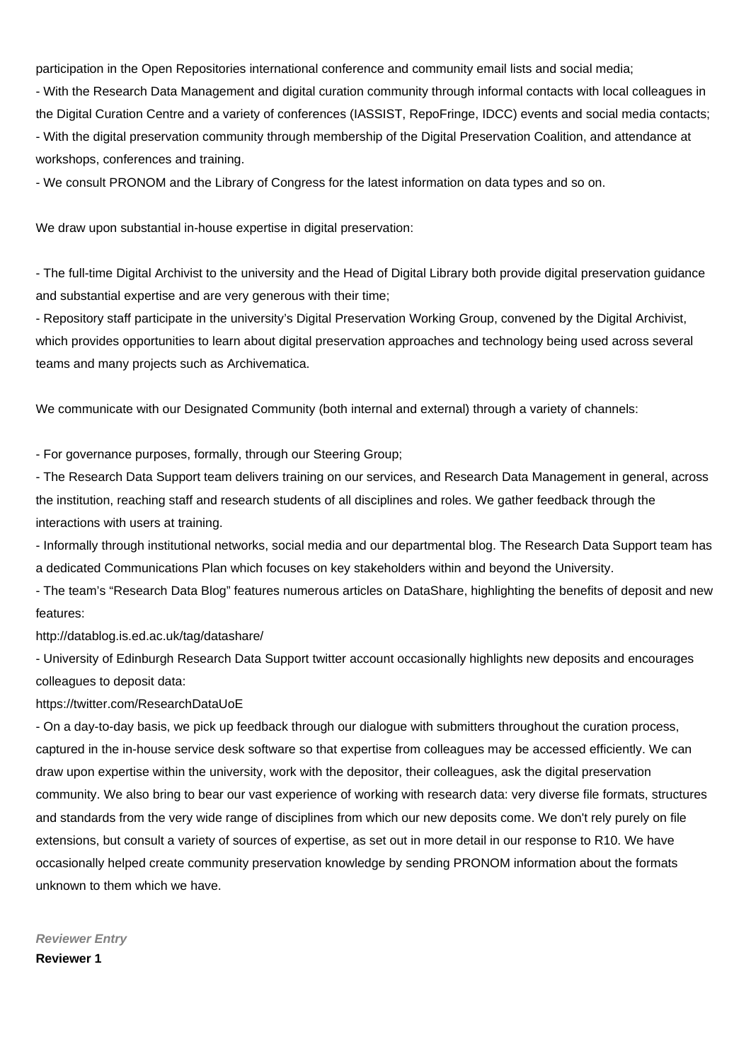participation in the Open Repositories international conference and community email lists and social media;
- With the Research Data Management and digital curation community through informal contacts with local colleagues in the Digital Curation Centre and a variety of conferences (IASSIST, RepoFringe, IDCC) events and social media contacts;
- With the digital preservation community through membership of the Digital Preservation Coalition, and attendance at workshops, conferences and training.
- We consult PRONOM and the Library of Congress for the latest information on data types and so on.

We draw upon substantial in-house expertise in digital preservation:

- The full-time Digital Archivist to the university and the Head of Digital Library both provide digital preservation guidance and substantial expertise and are very generous with their time;
- Repository staff participate in the university's Digital Preservation Working Group, convened by the Digital Archivist, which provides opportunities to learn about digital preservation approaches and technology being used across several teams and many projects such as Archivematica.

We communicate with our Designated Community (both internal and external) through a variety of channels:

- For governance purposes, formally, through our Steering Group;
- The Research Data Support team delivers training on our services, and Research Data Management in general, across the institution, reaching staff and research students of all disciplines and roles. We gather feedback through the interactions with users at training.
- Informally through institutional networks, social media and our departmental blog. The Research Data Support team has a dedicated Communications Plan which focuses on key stakeholders within and beyond the University.
- The team's "Research Data Blog" features numerous articles on DataShare, highlighting the benefits of deposit and new features:
http://datablog.is.ed.ac.uk/tag/datashare/
- University of Edinburgh Research Data Support twitter account occasionally highlights new deposits and encourages colleagues to deposit data:
https://twitter.com/ResearchDataUoE
- On a day-to-day basis, we pick up feedback through our dialogue with submitters throughout the curation process, captured in the in-house service desk software so that expertise from colleagues may be accessed efficiently. We can draw upon expertise within the university, work with the depositor, their colleagues, ask the digital preservation community. We also bring to bear our vast experience of working with research data: very diverse file formats, structures and standards from the very wide range of disciplines from which our new deposits come. We don't rely purely on file extensions, but consult a variety of sources of expertise, as set out in more detail in our response to R10. We have occasionally helped create community preservation knowledge by sending PRONOM information about the formats unknown to them which we have.

***Reviewer Entry***

**Reviewer 1**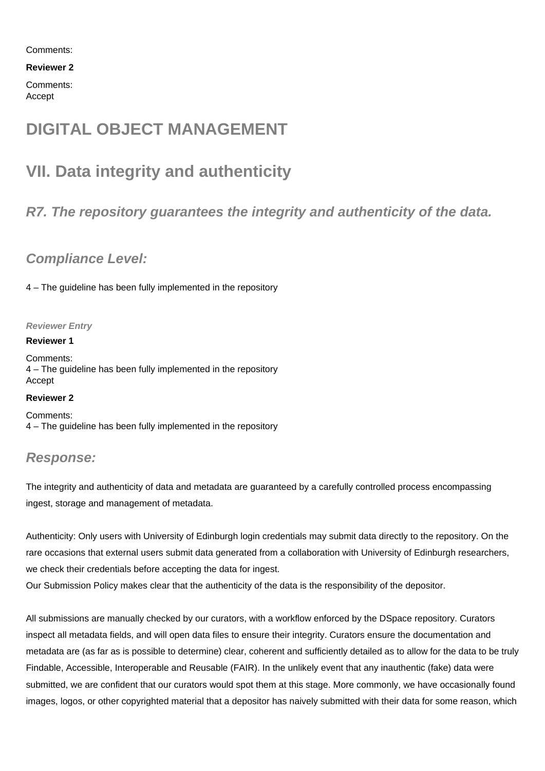Comments:

**Reviewer 2**

Comments:
Accept

# DIGITAL OBJECT MANAGEMENT

# VII. Data integrity and authenticity

## *R7. The repository guarantees the integrity and authenticity of the data.*

### *Compliance Level:*

4 – The guideline has been fully implemented in the repository

***Reviewer Entry***

**Reviewer 1**

Comments:
4 – The guideline has been fully implemented in the repository
Accept

**Reviewer 2**

Comments:
4 – The guideline has been fully implemented in the repository

### *Response:*

The integrity and authenticity of data and metadata are guaranteed by a carefully controlled process encompassing ingest, storage and management of metadata.

Authenticity: Only users with University of Edinburgh login credentials may submit data directly to the repository. On the rare occasions that external users submit data generated from a collaboration with University of Edinburgh researchers, we check their credentials before accepting the data for ingest.
Our Submission Policy makes clear that the authenticity of the data is the responsibility of the depositor.

All submissions are manually checked by our curators, with a workflow enforced by the DSpace repository. Curators inspect all metadata fields, and will open data files to ensure their integrity. Curators ensure the documentation and metadata are (as far as is possible to determine) clear, coherent and sufficiently detailed as to allow for the data to be truly Findable, Accessible, Interoperable and Reusable (FAIR). In the unlikely event that any inauthentic (fake) data were submitted, we are confident that our curators would spot them at this stage. More commonly, we have occasionally found images, logos, or other copyrighted material that a depositor has naively submitted with their data for some reason, which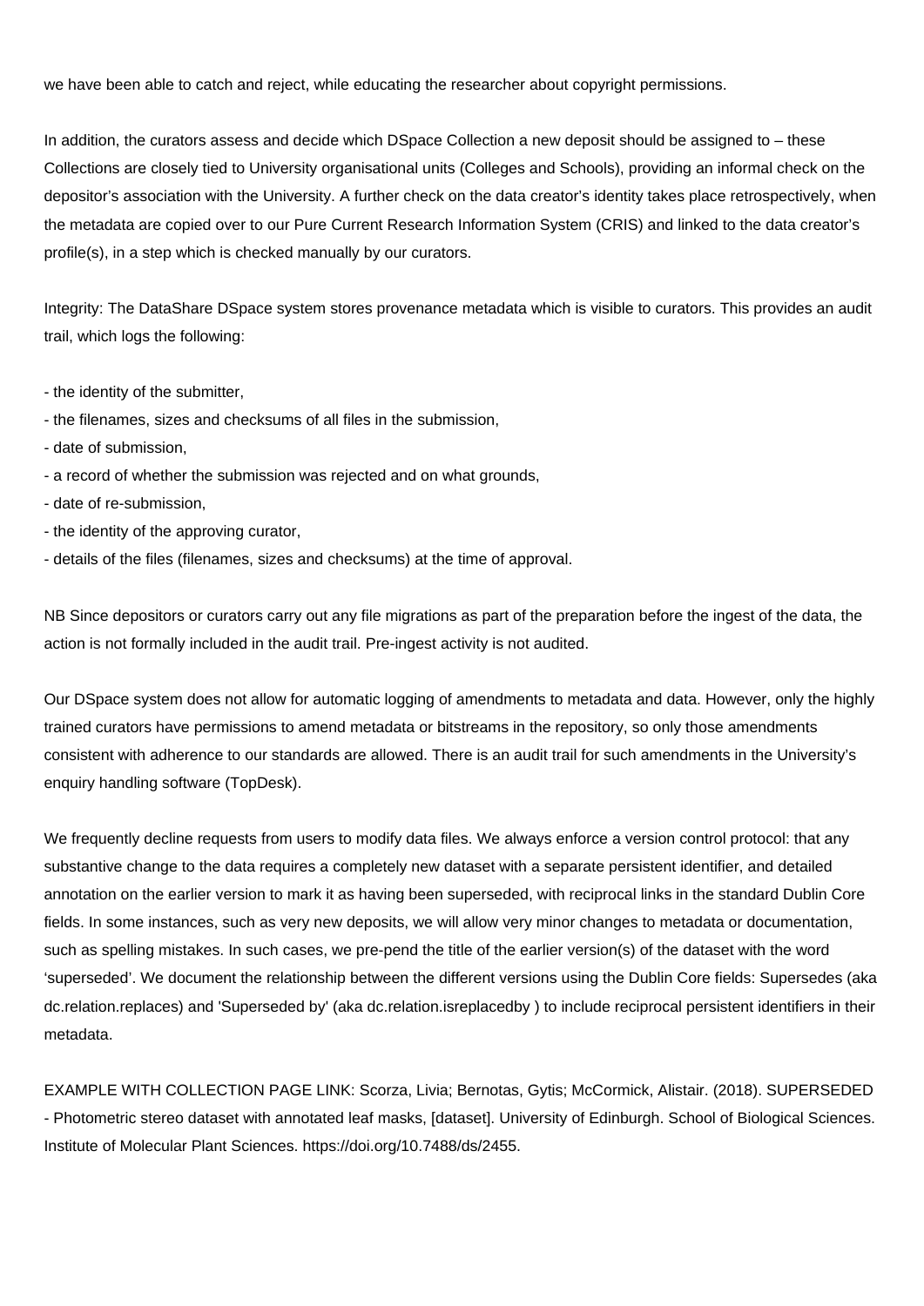we have been able to catch and reject, while educating the researcher about copyright permissions.

In addition, the curators assess and decide which DSpace Collection a new deposit should be assigned to – these Collections are closely tied to University organisational units (Colleges and Schools), providing an informal check on the depositor's association with the University. A further check on the data creator's identity takes place retrospectively, when the metadata are copied over to our Pure Current Research Information System (CRIS) and linked to the data creator's profile(s), in a step which is checked manually by our curators.

Integrity: The DataShare DSpace system stores provenance metadata which is visible to curators. This provides an audit trail, which logs the following:

- the identity of the submitter,
- the filenames, sizes and checksums of all files in the submission,
- date of submission,
- a record of whether the submission was rejected and on what grounds,
- date of re-submission,
- the identity of the approving curator,
- details of the files (filenames, sizes and checksums) at the time of approval.

NB Since depositors or curators carry out any file migrations as part of the preparation before the ingest of the data, the action is not formally included in the audit trail. Pre-ingest activity is not audited.

Our DSpace system does not allow for automatic logging of amendments to metadata and data. However, only the highly trained curators have permissions to amend metadata or bitstreams in the repository, so only those amendments consistent with adherence to our standards are allowed. There is an audit trail for such amendments in the University's enquiry handling software (TopDesk).

We frequently decline requests from users to modify data files. We always enforce a version control protocol: that any substantive change to the data requires a completely new dataset with a separate persistent identifier, and detailed annotation on the earlier version to mark it as having been superseded, with reciprocal links in the standard Dublin Core fields. In some instances, such as very new deposits, we will allow very minor changes to metadata or documentation, such as spelling mistakes. In such cases, we pre-pend the title of the earlier version(s) of the dataset with the word 'superseded'. We document the relationship between the different versions using the Dublin Core fields: Supersedes (aka dc.relation.replaces) and 'Superseded by' (aka dc.relation.isreplacedby ) to include reciprocal persistent identifiers in their metadata.

EXAMPLE WITH COLLECTION PAGE LINK: Scorza, Livia; Bernotas, Gytis; McCormick, Alistair. (2018). SUPERSEDED - Photometric stereo dataset with annotated leaf masks, [dataset]. University of Edinburgh. School of Biological Sciences. Institute of Molecular Plant Sciences. https://doi.org/10.7488/ds/2455.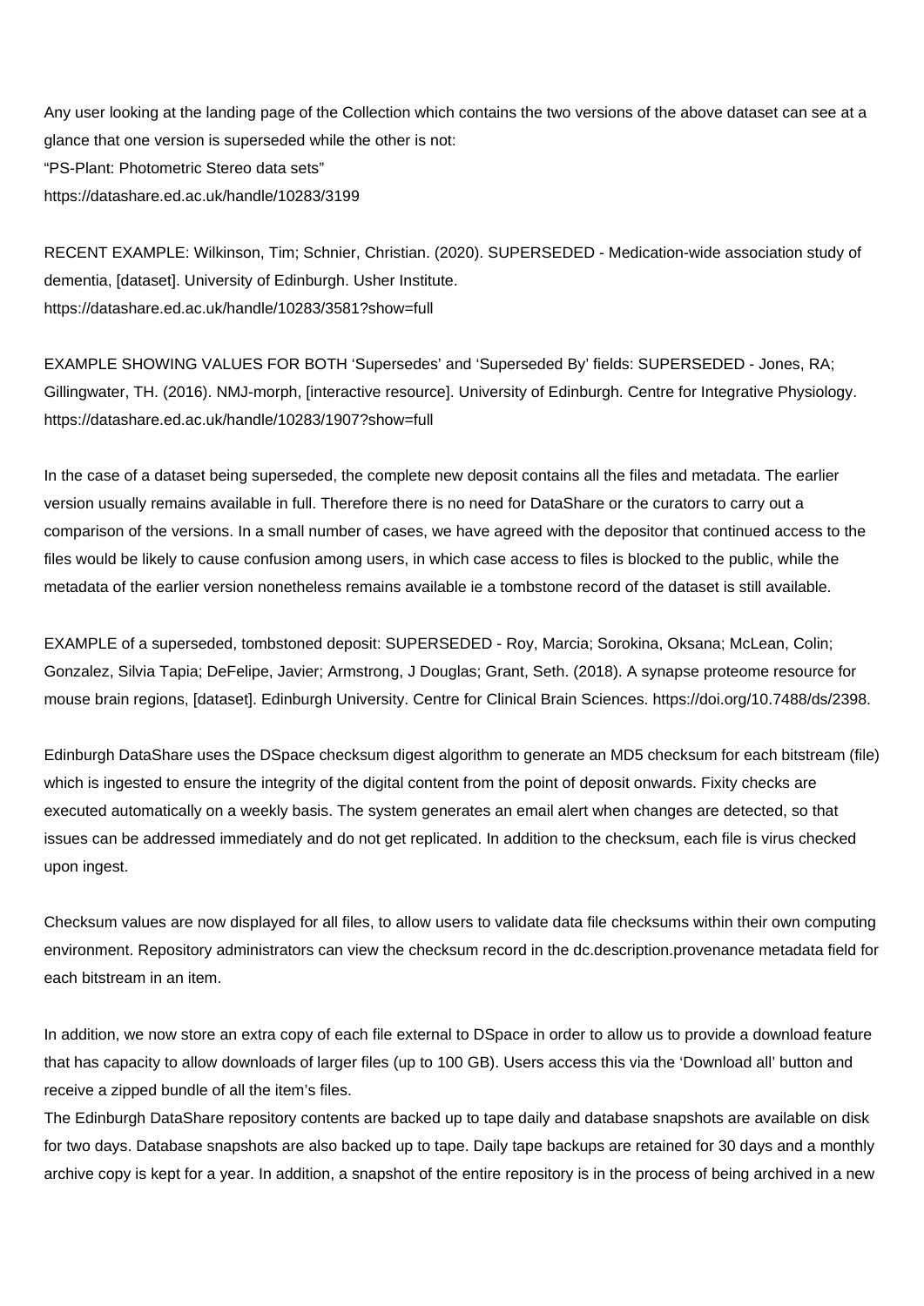Any user looking at the landing page of the Collection which contains the two versions of the above dataset can see at a glance that one version is superseded while the other is not:
“PS-Plant: Photometric Stereo data sets”
https://datashare.ed.ac.uk/handle/10283/3199

RECENT EXAMPLE: Wilkinson, Tim; Schnier, Christian. (2020). SUPERSEDED - Medication-wide association study of dementia, [dataset]. University of Edinburgh. Usher Institute.
https://datashare.ed.ac.uk/handle/10283/3581?show=full

EXAMPLE SHOWING VALUES FOR BOTH ‘Supersedes’ and ‘Superseded By’ fields: SUPERSEDED - Jones, RA; Gillingwater, TH. (2016). NMJ-morph, [interactive resource]. University of Edinburgh. Centre for Integrative Physiology.
https://datashare.ed.ac.uk/handle/10283/1907?show=full

In the case of a dataset being superseded, the complete new deposit contains all the files and metadata. The earlier version usually remains available in full. Therefore there is no need for DataShare or the curators to carry out a comparison of the versions. In a small number of cases, we have agreed with the depositor that continued access to the files would be likely to cause confusion among users, in which case access to files is blocked to the public, while the metadata of the earlier version nonetheless remains available ie a tombstone record of the dataset is still available.

EXAMPLE of a superseded, tombstoned deposit: SUPERSEDED - Roy, Marcia; Sorokina, Oksana; McLean, Colin; Gonzalez, Silvia Tapia; DeFelipe, Javier; Armstrong, J Douglas; Grant, Seth. (2018). A synapse proteome resource for mouse brain regions, [dataset]. Edinburgh University. Centre for Clinical Brain Sciences. https://doi.org/10.7488/ds/2398.

Edinburgh DataShare uses the DSpace checksum digest algorithm to generate an MD5 checksum for each bitstream (file) which is ingested to ensure the integrity of the digital content from the point of deposit onwards. Fixity checks are executed automatically on a weekly basis. The system generates an email alert when changes are detected, so that issues can be addressed immediately and do not get replicated. In addition to the checksum, each file is virus checked upon ingest.

Checksum values are now displayed for all files, to allow users to validate data file checksums within their own computing environment. Repository administrators can view the checksum record in the dc.description.provenance metadata field for each bitstream in an item.

In addition, we now store an extra copy of each file external to DSpace in order to allow us to provide a download feature that has capacity to allow downloads of larger files (up to 100 GB). Users access this via the ‘Download all’ button and receive a zipped bundle of all the item’s files.
The Edinburgh DataShare repository contents are backed up to tape daily and database snapshots are available on disk for two days. Database snapshots are also backed up to tape. Daily tape backups are retained for 30 days and a monthly archive copy is kept for a year. In addition, a snapshot of the entire repository is in the process of being archived in a new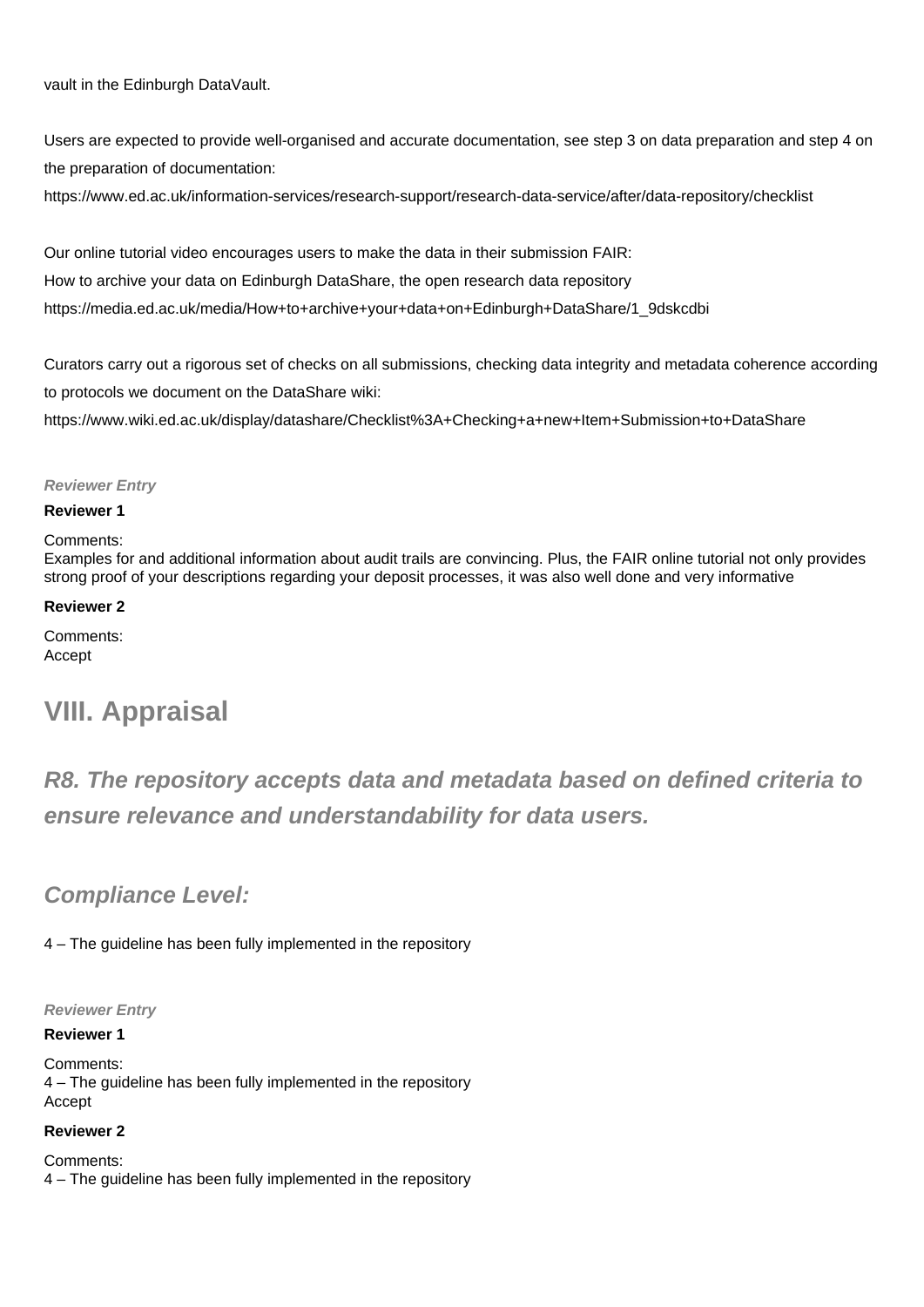vault in the Edinburgh DataVault.

Users are expected to provide well-organised and accurate documentation, see step 3 on data preparation and step 4 on the preparation of documentation:

https://www.ed.ac.uk/information-services/research-support/research-data-service/after/data-repository/checklist

Our online tutorial video encourages users to make the data in their submission FAIR:

How to archive your data on Edinburgh DataShare, the open research data repository

https://media.ed.ac.uk/media/How+to+archive+your+data+on+Edinburgh+DataShare/1_9dskcdbi

Curators carry out a rigorous set of checks on all submissions, checking data integrity and metadata coherence according to protocols we document on the DataShare wiki:

https://www.wiki.ed.ac.uk/display/datashare/Checklist%3A+Checking+a+new+Item+Submission+to+DataShare

***Reviewer Entry***

**Reviewer 1**

Comments:
Examples for and additional information about audit trails are convincing. Plus, the FAIR online tutorial not only provides strong proof of your descriptions regarding your deposit processes, it was also well done and very informative

**Reviewer 2**

Comments:
Accept

# VIII. Appraisal

## *R8. The repository accepts data and metadata based on defined criteria to ensure relevance and understandability for data users.*

### *Compliance Level:*

4 – The guideline has been fully implemented in the repository

***Reviewer Entry***

**Reviewer 1**

Comments:
4 – The guideline has been fully implemented in the repository
Accept

**Reviewer 2**

Comments:
4 – The guideline has been fully implemented in the repository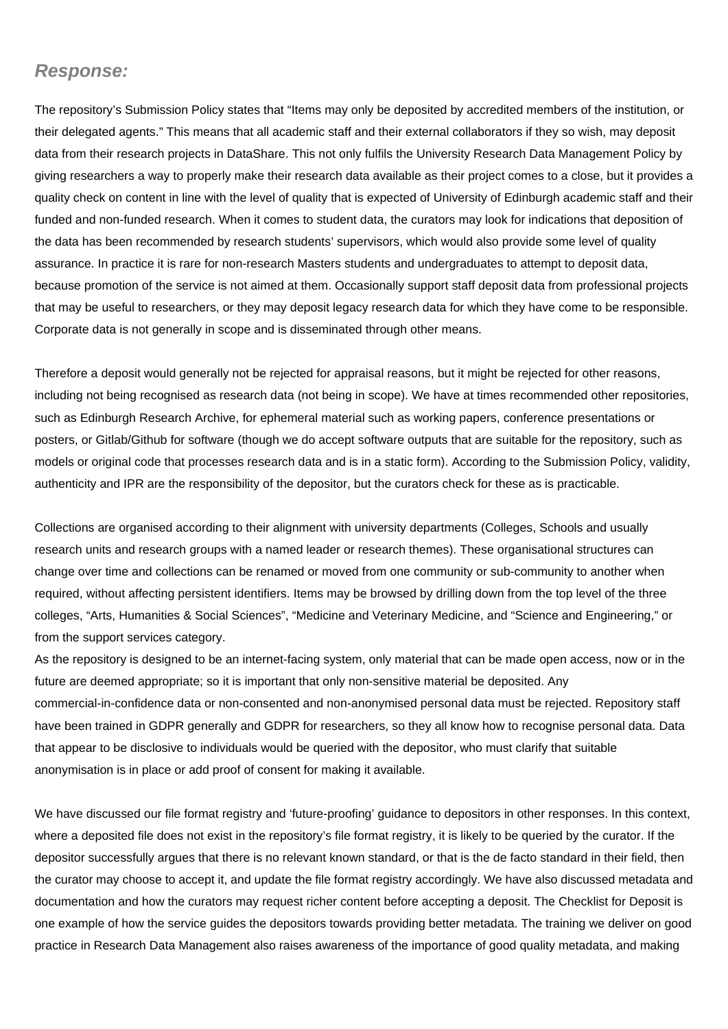## *Response:*

The repository's Submission Policy states that "Items may only be deposited by accredited members of the institution, or their delegated agents." This means that all academic staff and their external collaborators if they so wish, may deposit data from their research projects in DataShare. This not only fulfils the University Research Data Management Policy by giving researchers a way to properly make their research data available as their project comes to a close, but it provides a quality check on content in line with the level of quality that is expected of University of Edinburgh academic staff and their funded and non-funded research. When it comes to student data, the curators may look for indications that deposition of the data has been recommended by research students' supervisors, which would also provide some level of quality assurance. In practice it is rare for non-research Masters students and undergraduates to attempt to deposit data, because promotion of the service is not aimed at them. Occasionally support staff deposit data from professional projects that may be useful to researchers, or they may deposit legacy research data for which they have come to be responsible. Corporate data is not generally in scope and is disseminated through other means.

Therefore a deposit would generally not be rejected for appraisal reasons, but it might be rejected for other reasons, including not being recognised as research data (not being in scope). We have at times recommended other repositories, such as Edinburgh Research Archive, for ephemeral material such as working papers, conference presentations or posters, or Gitlab/Github for software (though we do accept software outputs that are suitable for the repository, such as models or original code that processes research data and is in a static form). According to the Submission Policy, validity, authenticity and IPR are the responsibility of the depositor, but the curators check for these as is practicable.

Collections are organised according to their alignment with university departments (Colleges, Schools and usually research units and research groups with a named leader or research themes). These organisational structures can change over time and collections can be renamed or moved from one community or sub-community to another when required, without affecting persistent identifiers. Items may be browsed by drilling down from the top level of the three colleges, "Arts, Humanities & Social Sciences", "Medicine and Veterinary Medicine, and "Science and Engineering," or from the support services category.
As the repository is designed to be an internet-facing system, only material that can be made open access, now or in the future are deemed appropriate; so it is important that only non-sensitive material be deposited. Any commercial-in-confidence data or non-consented and non-anonymised personal data must be rejected. Repository staff have been trained in GDPR generally and GDPR for researchers, so they all know how to recognise personal data. Data that appear to be disclosive to individuals would be queried with the depositor, who must clarify that suitable anonymisation is in place or add proof of consent for making it available.

We have discussed our file format registry and 'future-proofing' guidance to depositors in other responses. In this context, where a deposited file does not exist in the repository's file format registry, it is likely to be queried by the curator. If the depositor successfully argues that there is no relevant known standard, or that is the de facto standard in their field, then the curator may choose to accept it, and update the file format registry accordingly. We have also discussed metadata and documentation and how the curators may request richer content before accepting a deposit. The Checklist for Deposit is one example of how the service guides the depositors towards providing better metadata. The training we deliver on good practice in Research Data Management also raises awareness of the importance of good quality metadata, and making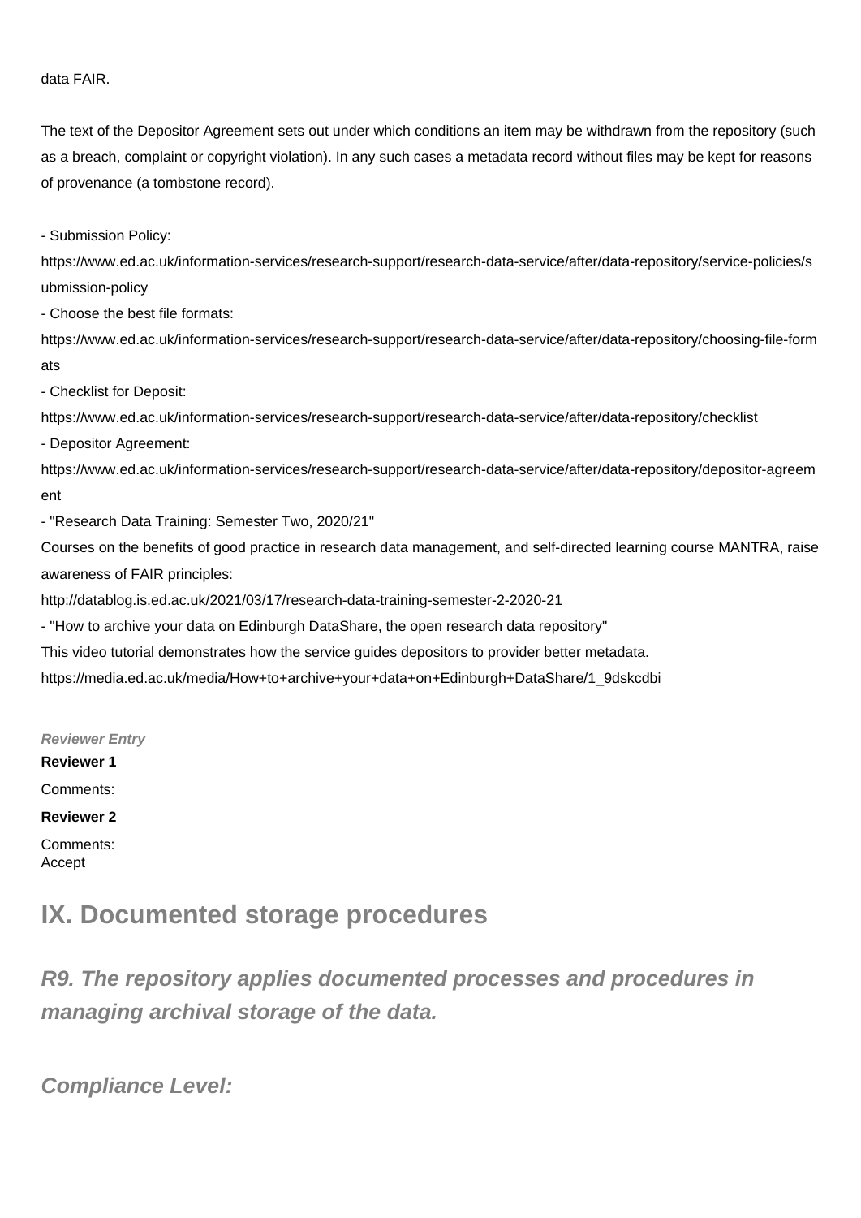data FAIR.

The text of the Depositor Agreement sets out under which conditions an item may be withdrawn from the repository (such as a breach, complaint or copyright violation). In any such cases a metadata record without files may be kept for reasons of provenance (a tombstone record).

- Submission Policy:
https://www.ed.ac.uk/information-services/research-support/research-data-service/after/data-repository/service-policies/submission-policy
- Choose the best file formats:
https://www.ed.ac.uk/information-services/research-support/research-data-service/after/data-repository/choosing-file-formats
- Checklist for Deposit:
https://www.ed.ac.uk/information-services/research-support/research-data-service/after/data-repository/checklist
- Depositor Agreement:
https://www.ed.ac.uk/information-services/research-support/research-data-service/after/data-repository/depositor-agreement
- "Research Data Training: Semester Two, 2020/21"
Courses on the benefits of good practice in research data management, and self-directed learning course MANTRA, raise awareness of FAIR principles:
http://datablog.is.ed.ac.uk/2021/03/17/research-data-training-semester-2-2020-21
- "How to archive your data on Edinburgh DataShare, the open research data repository"
This video tutorial demonstrates how the service guides depositors to provider better metadata.
https://media.ed.ac.uk/media/How+to+archive+your+data+on+Edinburgh+DataShare/1_9dskcdbi

***Reviewer Entry***

**Reviewer 1**

Comments:

**Reviewer 2**

Comments:
Accept

## IX. Documented storage procedures

### *R9. The repository applies documented processes and procedures in managing archival storage of the data.*

### *Compliance Level:*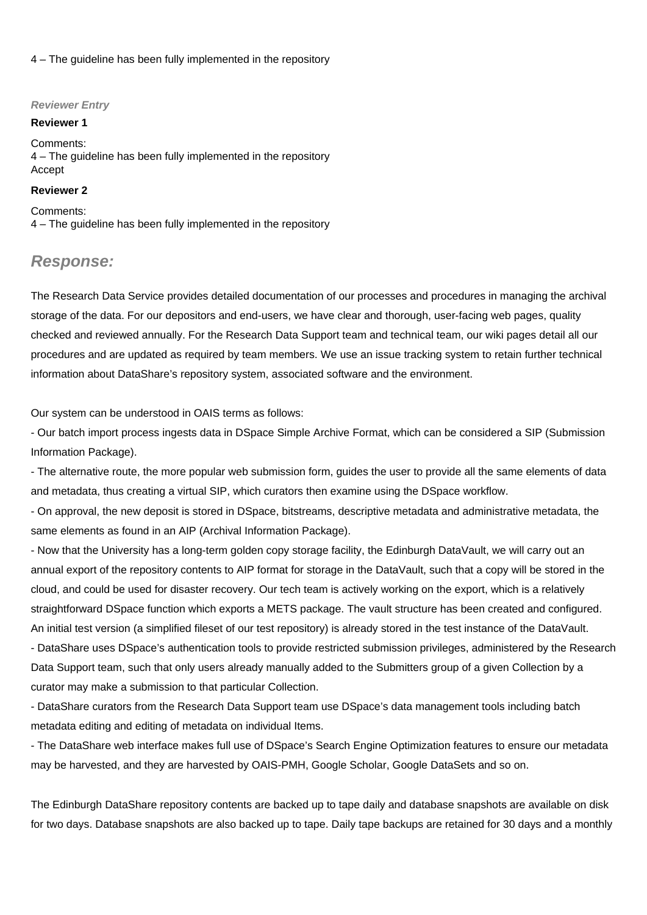4 – The guideline has been fully implemented in the repository

***Reviewer Entry***

**Reviewer 1**

Comments:
4 – The guideline has been fully implemented in the repository
Accept

**Reviewer 2**

Comments:
4 – The guideline has been fully implemented in the repository

## ***Response:***

The Research Data Service provides detailed documentation of our processes and procedures in managing the archival storage of the data. For our depositors and end-users, we have clear and thorough, user-facing web pages, quality checked and reviewed annually. For the Research Data Support team and technical team, our wiki pages detail all our procedures and are updated as required by team members. We use an issue tracking system to retain further technical information about DataShare's repository system, associated software and the environment.

Our system can be understood in OAIS terms as follows:

- Our batch import process ingests data in DSpace Simple Archive Format, which can be considered a SIP (Submission Information Package).
- The alternative route, the more popular web submission form, guides the user to provide all the same elements of data and metadata, thus creating a virtual SIP, which curators then examine using the DSpace workflow.
- On approval, the new deposit is stored in DSpace, bitstreams, descriptive metadata and administrative metadata, the same elements as found in an AIP (Archival Information Package).
- Now that the University has a long-term golden copy storage facility, the Edinburgh DataVault, we will carry out an annual export of the repository contents to AIP format for storage in the DataVault, such that a copy will be stored in the cloud, and could be used for disaster recovery. Our tech team is actively working on the export, which is a relatively straightforward DSpace function which exports a METS package. The vault structure has been created and configured. An initial test version (a simplified fileset of our test repository) is already stored in the test instance of the DataVault.
- DataShare uses DSpace's authentication tools to provide restricted submission privileges, administered by the Research Data Support team, such that only users already manually added to the Submitters group of a given Collection by a curator may make a submission to that particular Collection.
- DataShare curators from the Research Data Support team use DSpace's data management tools including batch metadata editing and editing of metadata on individual Items.
- The DataShare web interface makes full use of DSpace's Search Engine Optimization features to ensure our metadata may be harvested, and they are harvested by OAIS-PMH, Google Scholar, Google DataSets and so on.

The Edinburgh DataShare repository contents are backed up to tape daily and database snapshots are available on disk for two days. Database snapshots are also backed up to tape. Daily tape backups are retained for 30 days and a monthly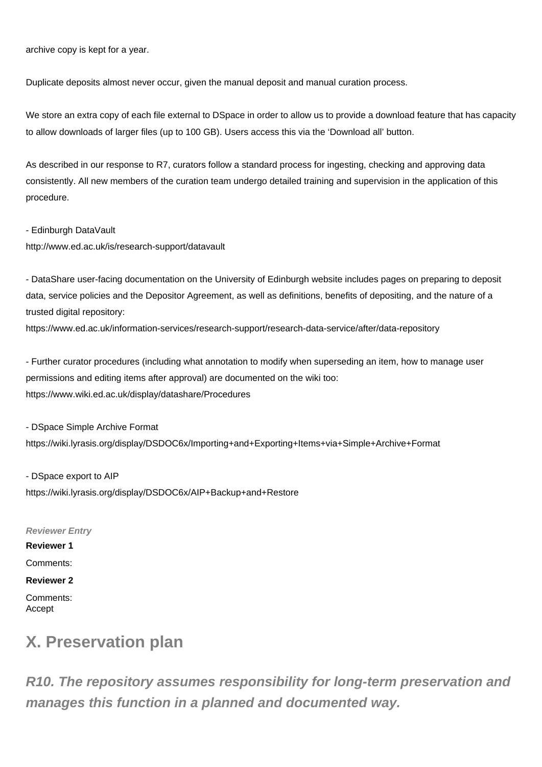archive copy is kept for a year.

Duplicate deposits almost never occur, given the manual deposit and manual curation process.

We store an extra copy of each file external to DSpace in order to allow us to provide a download feature that has capacity to allow downloads of larger files (up to 100 GB). Users access this via the 'Download all' button.

As described in our response to R7, curators follow a standard process for ingesting, checking and approving data consistently. All new members of the curation team undergo detailed training and supervision in the application of this procedure.

- Edinburgh DataVault
http://www.ed.ac.uk/is/research-support/datavault

- DataShare user-facing documentation on the University of Edinburgh website includes pages on preparing to deposit data, service policies and the Depositor Agreement, as well as definitions, benefits of depositing, and the nature of a trusted digital repository:
https://www.ed.ac.uk/information-services/research-support/research-data-service/after/data-repository

- Further curator procedures (including what annotation to modify when superseding an item, how to manage user permissions and editing items after approval) are documented on the wiki too:
https://www.wiki.ed.ac.uk/display/datashare/Procedures

- DSpace Simple Archive Format
https://wiki.lyrasis.org/display/DSDOC6x/Importing+and+Exporting+Items+via+Simple+Archive+Format

- DSpace export to AIP
https://wiki.lyrasis.org/display/DSDOC6x/AIP+Backup+and+Restore

***Reviewer Entry***

**Reviewer 1**

Comments:

**Reviewer 2**

Comments:
Accept

## X. Preservation plan

### *R10. The repository assumes responsibility for long-term preservation and manages this function in a planned and documented way.*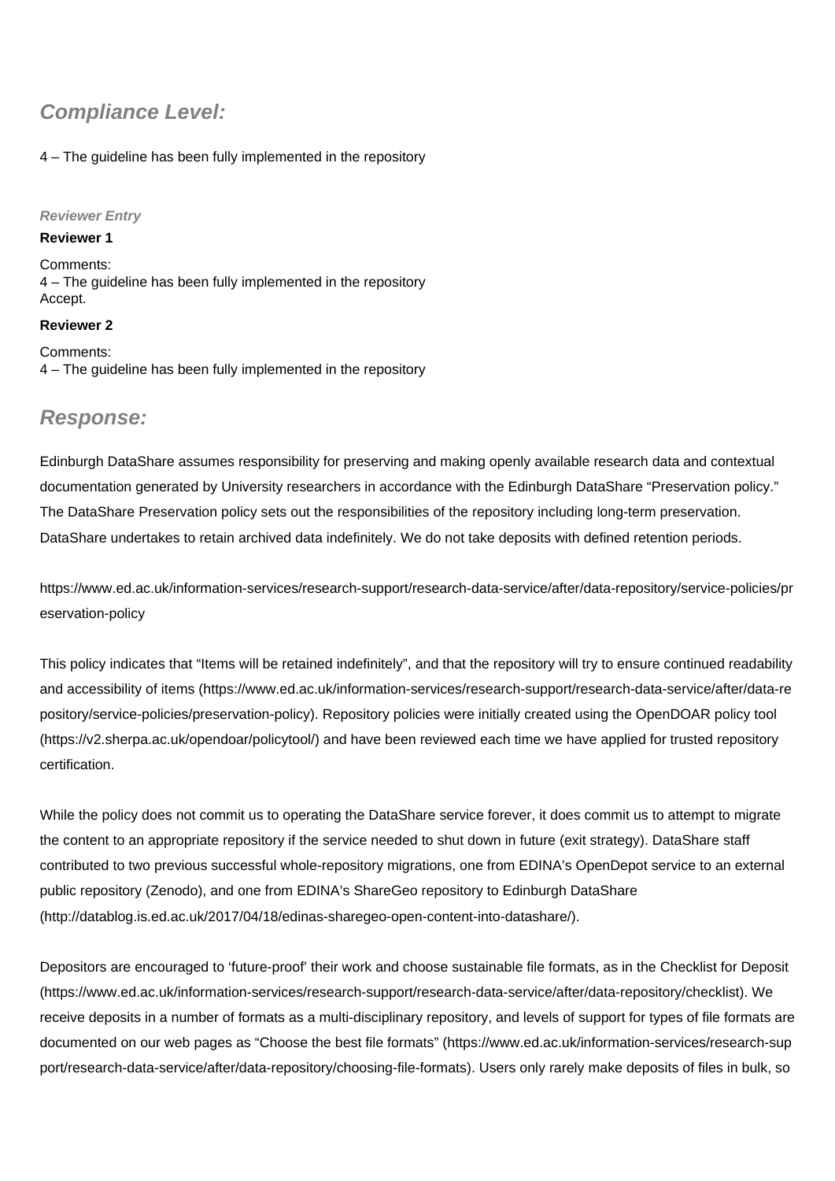## Compliance Level:

4 – The guideline has been fully implemented in the repository

##### Reviewer Entry

**Reviewer 1**

Comments:
4 – The guideline has been fully implemented in the repository
Accept.

**Reviewer 2**

Comments:
4 – The guideline has been fully implemented in the repository

## Response:

Edinburgh DataShare assumes responsibility for preserving and making openly available research data and contextual documentation generated by University researchers in accordance with the Edinburgh DataShare "Preservation policy." The DataShare Preservation policy sets out the responsibilities of the repository including long-term preservation. DataShare undertakes to retain archived data indefinitely. We do not take deposits with defined retention periods.

https://www.ed.ac.uk/information-services/research-support/research-data-service/after/data-repository/service-policies/preservation-policy

This policy indicates that "Items will be retained indefinitely", and that the repository will try to ensure continued readability and accessibility of items (https://www.ed.ac.uk/information-services/research-support/research-data-service/after/data-repository/service-policies/preservation-policy). Repository policies were initially created using the OpenDOAR policy tool (https://v2.sherpa.ac.uk/opendoar/policytool/) and have been reviewed each time we have applied for trusted repository certification.

While the policy does not commit us to operating the DataShare service forever, it does commit us to attempt to migrate the content to an appropriate repository if the service needed to shut down in future (exit strategy). DataShare staff contributed to two previous successful whole-repository migrations, one from EDINA's OpenDepot service to an external public repository (Zenodo), and one from EDINA's ShareGeo repository to Edinburgh DataShare (http://datablog.is.ed.ac.uk/2017/04/18/edinas-sharegeo-open-content-into-datashare/).

Depositors are encouraged to 'future-proof' their work and choose sustainable file formats, as in the Checklist for Deposit (https://www.ed.ac.uk/information-services/research-support/research-data-service/after/data-repository/checklist). We receive deposits in a number of formats as a multi-disciplinary repository, and levels of support for types of file formats are documented on our web pages as "Choose the best file formats" (https://www.ed.ac.uk/information-services/research-support/research-data-service/after/data-repository/choosing-file-formats). Users only rarely make deposits of files in bulk, so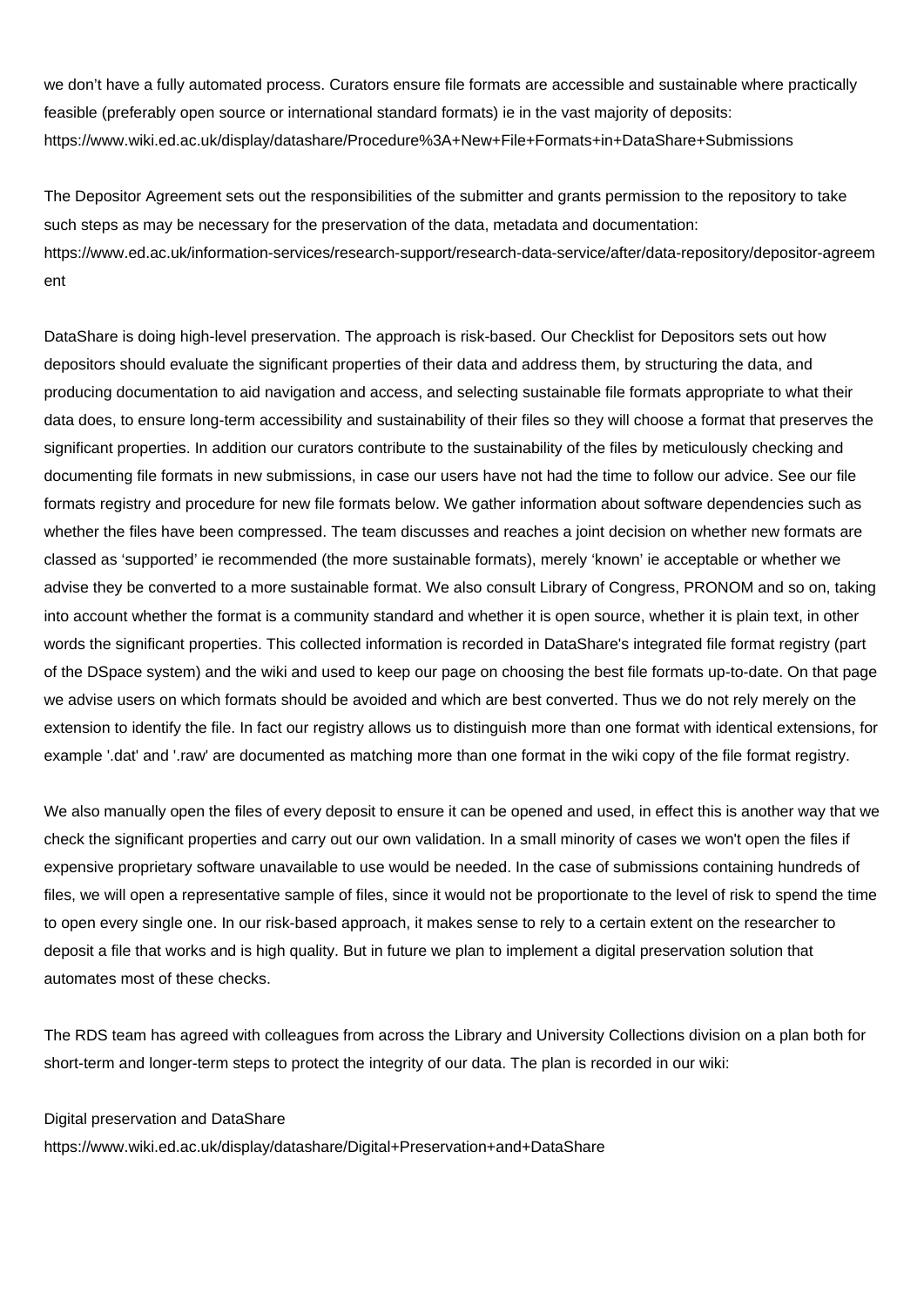we don’t have a fully automated process. Curators ensure file formats are accessible and sustainable where practically feasible (preferably open source or international standard formats) ie in the vast majority of deposits: https://www.wiki.ed.ac.uk/display/datashare/Procedure%3A+New+File+Formats+in+DataShare+Submissions

The Depositor Agreement sets out the responsibilities of the submitter and grants permission to the repository to take such steps as may be necessary for the preservation of the data, metadata and documentation: https://www.ed.ac.uk/information-services/research-support/research-data-service/after/data-repository/depositor-agreement

DataShare is doing high-level preservation. The approach is risk-based. Our Checklist for Depositors sets out how depositors should evaluate the significant properties of their data and address them, by structuring the data, and producing documentation to aid navigation and access, and selecting sustainable file formats appropriate to what their data does, to ensure long-term accessibility and sustainability of their files so they will choose a format that preserves the significant properties. In addition our curators contribute to the sustainability of the files by meticulously checking and documenting file formats in new submissions, in case our users have not had the time to follow our advice. See our file formats registry and procedure for new file formats below. We gather information about software dependencies such as whether the files have been compressed. The team discusses and reaches a joint decision on whether new formats are classed as ‘supported’ ie recommended (the more sustainable formats), merely ‘known’ ie acceptable or whether we advise they be converted to a more sustainable format. We also consult Library of Congress, PRONOM and so on, taking into account whether the format is a community standard and whether it is open source, whether it is plain text, in other words the significant properties. This collected information is recorded in DataShare's integrated file format registry (part of the DSpace system) and the wiki and used to keep our page on choosing the best file formats up-to-date. On that page we advise users on which formats should be avoided and which are best converted. Thus we do not rely merely on the extension to identify the file. In fact our registry allows us to distinguish more than one format with identical extensions, for example '.dat' and '.raw' are documented as matching more than one format in the wiki copy of the file format registry.

We also manually open the files of every deposit to ensure it can be opened and used, in effect this is another way that we check the significant properties and carry out our own validation. In a small minority of cases we won't open the files if expensive proprietary software unavailable to use would be needed. In the case of submissions containing hundreds of files, we will open a representative sample of files, since it would not be proportionate to the level of risk to spend the time to open every single one. In our risk-based approach, it makes sense to rely to a certain extent on the researcher to deposit a file that works and is high quality. But in future we plan to implement a digital preservation solution that automates most of these checks.

The RDS team has agreed with colleagues from across the Library and University Collections division on a plan both for short-term and longer-term steps to protect the integrity of our data. The plan is recorded in our wiki:

Digital preservation and DataShare
https://www.wiki.ed.ac.uk/display/datashare/Digital+Preservation+and+DataShare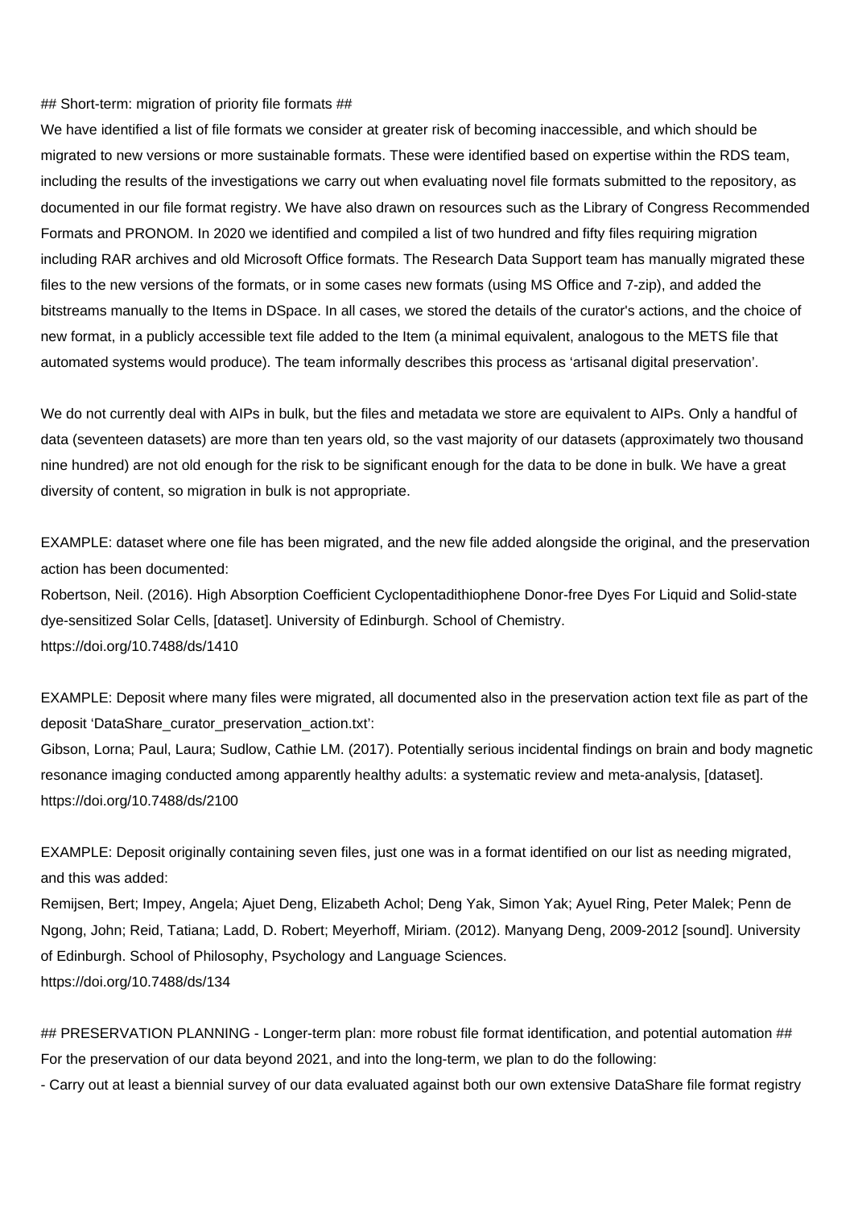## Short-term: migration of priority file formats ##

We have identified a list of file formats we consider at greater risk of becoming inaccessible, and which should be migrated to new versions or more sustainable formats. These were identified based on expertise within the RDS team, including the results of the investigations we carry out when evaluating novel file formats submitted to the repository, as documented in our file format registry. We have also drawn on resources such as the Library of Congress Recommended Formats and PRONOM. In 2020 we identified and compiled a list of two hundred and fifty files requiring migration including RAR archives and old Microsoft Office formats. The Research Data Support team has manually migrated these files to the new versions of the formats, or in some cases new formats (using MS Office and 7-zip), and added the bitstreams manually to the Items in DSpace. In all cases, we stored the details of the curator's actions, and the choice of new format, in a publicly accessible text file added to the Item (a minimal equivalent, analogous to the METS file that automated systems would produce). The team informally describes this process as 'artisanal digital preservation'.

We do not currently deal with AIPs in bulk, but the files and metadata we store are equivalent to AIPs. Only a handful of data (seventeen datasets) are more than ten years old, so the vast majority of our datasets (approximately two thousand nine hundred) are not old enough for the risk to be significant enough for the data to be done in bulk. We have a great diversity of content, so migration in bulk is not appropriate.

EXAMPLE: dataset where one file has been migrated, and the new file added alongside the original, and the preservation action has been documented:
Robertson, Neil. (2016). High Absorption Coefficient Cyclopentadithiophene Donor-free Dyes For Liquid and Solid-state dye-sensitized Solar Cells, [dataset]. University of Edinburgh. School of Chemistry.
https://doi.org/10.7488/ds/1410

EXAMPLE: Deposit where many files were migrated, all documented also in the preservation action text file as part of the deposit 'DataShare_curator_preservation_action.txt':
Gibson, Lorna; Paul, Laura; Sudlow, Cathie LM. (2017). Potentially serious incidental findings on brain and body magnetic resonance imaging conducted among apparently healthy adults: a systematic review and meta-analysis, [dataset].
https://doi.org/10.7488/ds/2100

EXAMPLE: Deposit originally containing seven files, just one was in a format identified on our list as needing migrated, and this was added:
Remijsen, Bert; Impey, Angela; Ajuet Deng, Elizabeth Achol; Deng Yak, Simon Yak; Ayuel Ring, Peter Malek; Penn de Ngong, John; Reid, Tatiana; Ladd, D. Robert; Meyerhoff, Miriam. (2012). Manyang Deng, 2009-2012 [sound]. University of Edinburgh. School of Philosophy, Psychology and Language Sciences.
https://doi.org/10.7488/ds/134

## PRESERVATION PLANNING - Longer-term plan: more robust file format identification, and potential automation ##

For the preservation of our data beyond 2021, and into the long-term, we plan to do the following:

- Carry out at least a biennial survey of our data evaluated against both our own extensive DataShare file format registry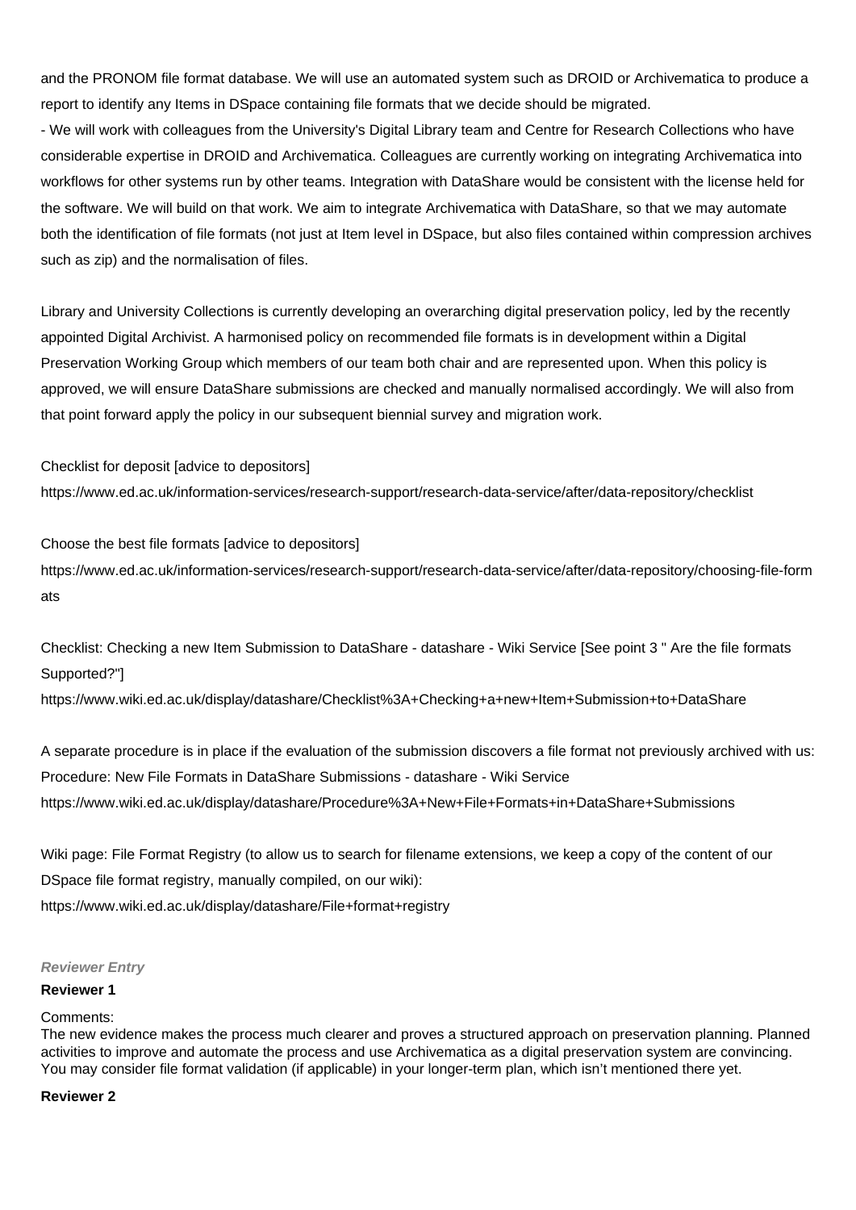and the PRONOM file format database. We will use an automated system such as DROID or Archivematica to produce a report to identify any Items in DSpace containing file formats that we decide should be migrated.

- We will work with colleagues from the University's Digital Library team and Centre for Research Collections who have considerable expertise in DROID and Archivematica. Colleagues are currently working on integrating Archivematica into workflows for other systems run by other teams. Integration with DataShare would be consistent with the license held for the software. We will build on that work. We aim to integrate Archivematica with DataShare, so that we may automate both the identification of file formats (not just at Item level in DSpace, but also files contained within compression archives such as zip) and the normalisation of files.

Library and University Collections is currently developing an overarching digital preservation policy, led by the recently appointed Digital Archivist. A harmonised policy on recommended file formats is in development within a Digital Preservation Working Group which members of our team both chair and are represented upon. When this policy is approved, we will ensure DataShare submissions are checked and manually normalised accordingly. We will also from that point forward apply the policy in our subsequent biennial survey and migration work.

Checklist for deposit [advice to depositors]
https://www.ed.ac.uk/information-services/research-support/research-data-service/after/data-repository/checklist

Choose the best file formats [advice to depositors]
https://www.ed.ac.uk/information-services/research-support/research-data-service/after/data-repository/choosing-file-formats

Checklist: Checking a new Item Submission to DataShare - datashare - Wiki Service [See point 3 " Are the file formats Supported?"]
https://www.wiki.ed.ac.uk/display/datashare/Checklist%3A+Checking+a+new+Item+Submission+to+DataShare

A separate procedure is in place if the evaluation of the submission discovers a file format not previously archived with us:
Procedure: New File Formats in DataShare Submissions - datashare - Wiki Service
https://www.wiki.ed.ac.uk/display/datashare/Procedure%3A+New+File+Formats+in+DataShare+Submissions

Wiki page: File Format Registry (to allow us to search for filename extensions, we keep a copy of the content of our DSpace file format registry, manually compiled, on our wiki):
https://www.wiki.ed.ac.uk/display/datashare/File+format+registry

***Reviewer Entry***

**Reviewer 1**

Comments:
The new evidence makes the process much clearer and proves a structured approach on preservation planning. Planned activities to improve and automate the process and use Archivematica as a digital preservation system are convincing. You may consider file format validation (if applicable) in your longer-term plan, which isn't mentioned there yet.

**Reviewer 2**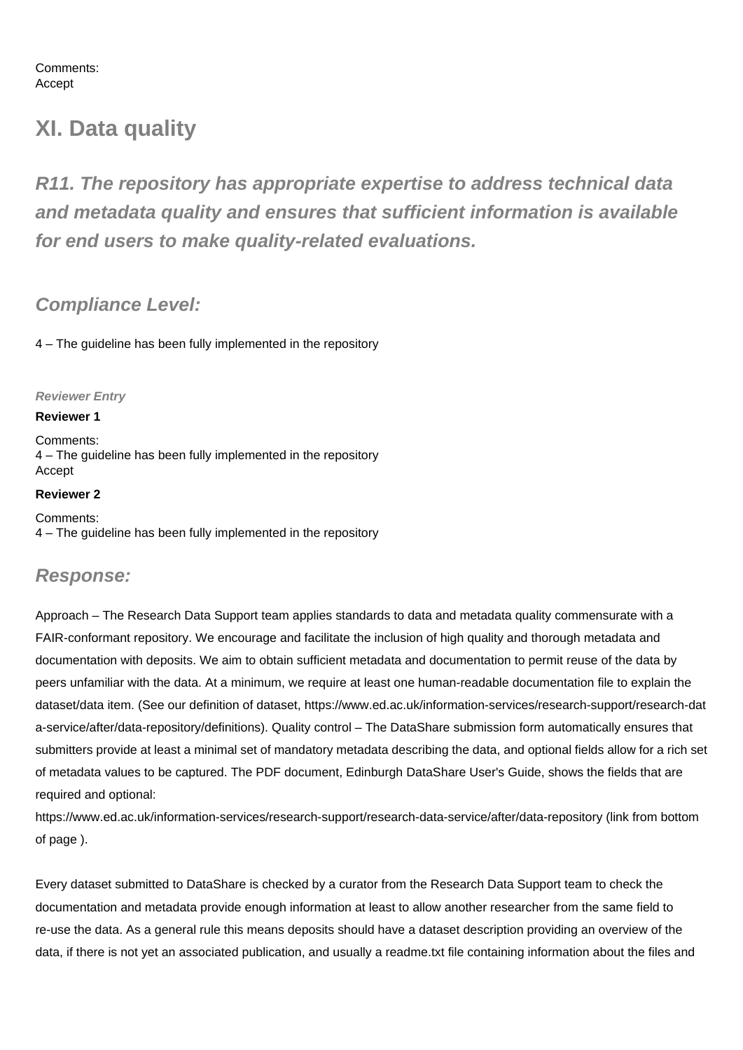Comments:
Accept

## XI. Data quality

### *R11. The repository has appropriate expertise to address technical data and metadata quality and ensures that sufficient information is available for end users to make quality-related evaluations.*

### *Compliance Level:*

4 – The guideline has been fully implemented in the repository

***Reviewer Entry***

**Reviewer 1**

Comments:
4 – The guideline has been fully implemented in the repository
Accept

**Reviewer 2**

Comments:
4 – The guideline has been fully implemented in the repository

### *Response:*

Approach – The Research Data Support team applies standards to data and metadata quality commensurate with a FAIR-conformant repository. We encourage and facilitate the inclusion of high quality and thorough metadata and documentation with deposits. We aim to obtain sufficient metadata and documentation to permit reuse of the data by peers unfamiliar with the data. At a minimum, we require at least one human-readable documentation file to explain the dataset/data item. (See our definition of dataset, https://www.ed.ac.uk/information-services/research-support/research-data-service/after/data-repository/definitions). Quality control – The DataShare submission form automatically ensures that submitters provide at least a minimal set of mandatory metadata describing the data, and optional fields allow for a rich set of metadata values to be captured. The PDF document, Edinburgh DataShare User's Guide, shows the fields that are required and optional:
https://www.ed.ac.uk/information-services/research-support/research-data-service/after/data-repository (link from bottom of page ).

Every dataset submitted to DataShare is checked by a curator from the Research Data Support team to check the documentation and metadata provide enough information at least to allow another researcher from the same field to re-use the data. As a general rule this means deposits should have a dataset description providing an overview of the data, if there is not yet an associated publication, and usually a readme.txt file containing information about the files and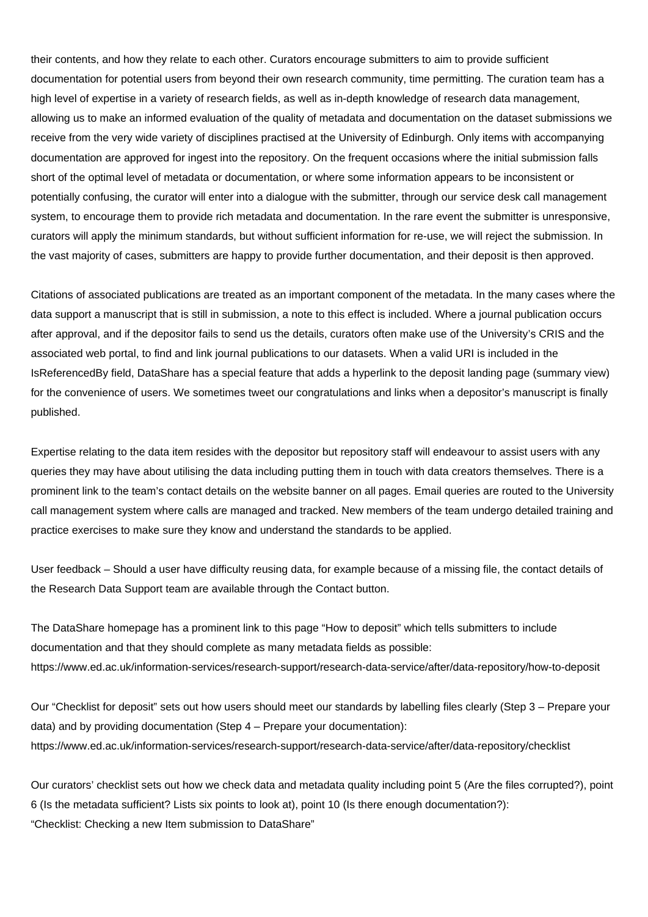their contents, and how they relate to each other. Curators encourage submitters to aim to provide sufficient documentation for potential users from beyond their own research community, time permitting. The curation team has a high level of expertise in a variety of research fields, as well as in-depth knowledge of research data management, allowing us to make an informed evaluation of the quality of metadata and documentation on the dataset submissions we receive from the very wide variety of disciplines practised at the University of Edinburgh. Only items with accompanying documentation are approved for ingest into the repository. On the frequent occasions where the initial submission falls short of the optimal level of metadata or documentation, or where some information appears to be inconsistent or potentially confusing, the curator will enter into a dialogue with the submitter, through our service desk call management system, to encourage them to provide rich metadata and documentation. In the rare event the submitter is unresponsive, curators will apply the minimum standards, but without sufficient information for re-use, we will reject the submission. In the vast majority of cases, submitters are happy to provide further documentation, and their deposit is then approved.

Citations of associated publications are treated as an important component of the metadata. In the many cases where the data support a manuscript that is still in submission, a note to this effect is included. Where a journal publication occurs after approval, and if the depositor fails to send us the details, curators often make use of the University's CRIS and the associated web portal, to find and link journal publications to our datasets. When a valid URI is included in the IsReferencedBy field, DataShare has a special feature that adds a hyperlink to the deposit landing page (summary view) for the convenience of users. We sometimes tweet our congratulations and links when a depositor's manuscript is finally published.

Expertise relating to the data item resides with the depositor but repository staff will endeavour to assist users with any queries they may have about utilising the data including putting them in touch with data creators themselves. There is a prominent link to the team's contact details on the website banner on all pages. Email queries are routed to the University call management system where calls are managed and tracked. New members of the team undergo detailed training and practice exercises to make sure they know and understand the standards to be applied.

User feedback – Should a user have difficulty reusing data, for example because of a missing file, the contact details of the Research Data Support team are available through the Contact button.

The DataShare homepage has a prominent link to this page "How to deposit" which tells submitters to include documentation and that they should complete as many metadata fields as possible:
https://www.ed.ac.uk/information-services/research-support/research-data-service/after/data-repository/how-to-deposit

Our "Checklist for deposit" sets out how users should meet our standards by labelling files clearly (Step 3 – Prepare your data) and by providing documentation (Step 4 – Prepare your documentation):
https://www.ed.ac.uk/information-services/research-support/research-data-service/after/data-repository/checklist

Our curators' checklist sets out how we check data and metadata quality including point 5 (Are the files corrupted?), point 6 (Is the metadata sufficient? Lists six points to look at), point 10 (Is there enough documentation?):
"Checklist: Checking a new Item submission to DataShare"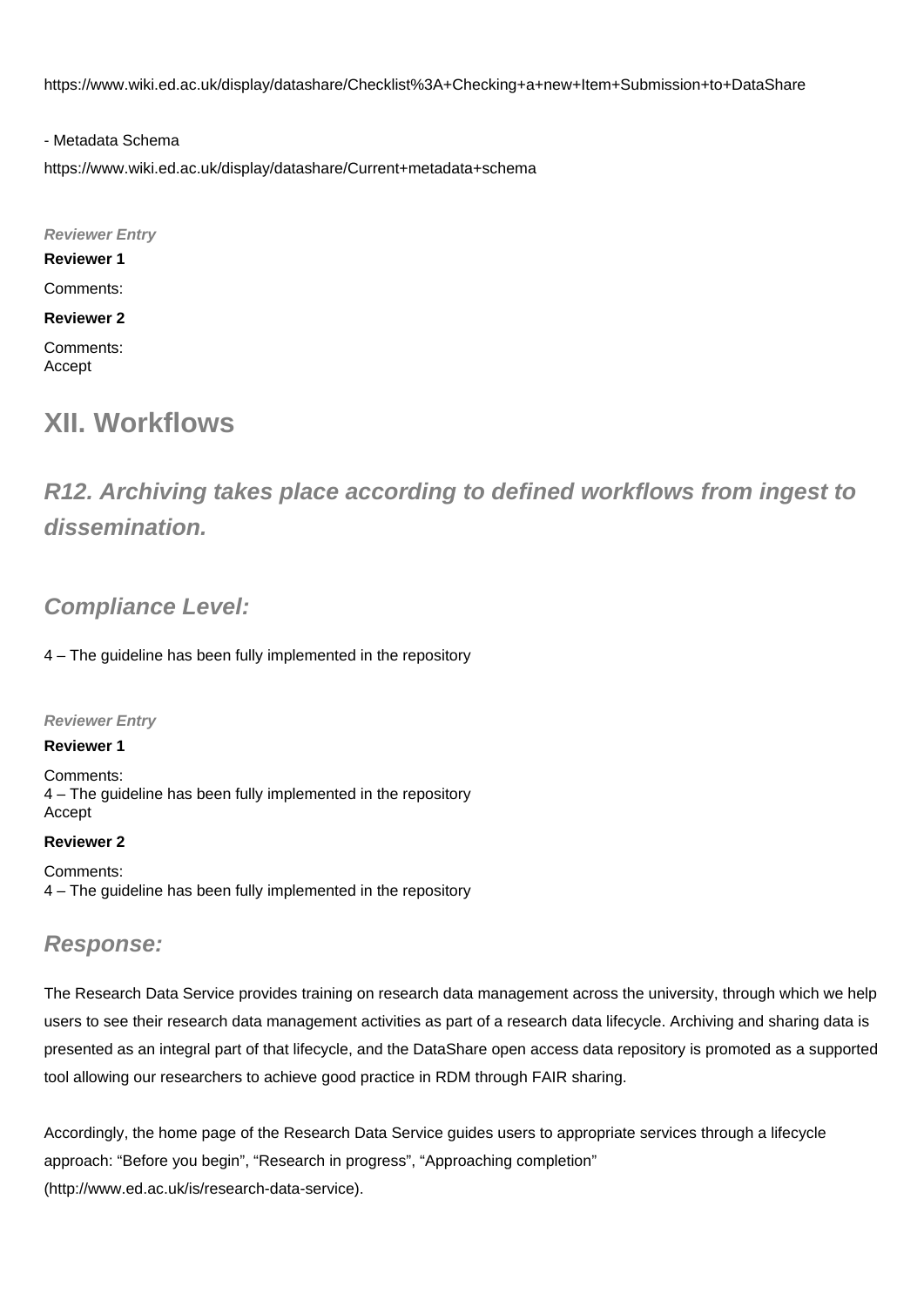https://www.wiki.ed.ac.uk/display/datashare/Checklist%3A+Checking+a+new+Item+Submission+to+DataShare

- Metadata Schema

https://www.wiki.ed.ac.uk/display/datashare/Current+metadata+schema

***Reviewer Entry***

**Reviewer 1**

Comments:

**Reviewer 2**

Comments:
Accept

# XII. Workflows

## *R12. Archiving takes place according to defined workflows from ingest to dissemination.*

### *Compliance Level:*

4 – The guideline has been fully implemented in the repository

***Reviewer Entry***

**Reviewer 1**

Comments:
4 – The guideline has been fully implemented in the repository
Accept

**Reviewer 2**

Comments:
4 – The guideline has been fully implemented in the repository

### *Response:*

The Research Data Service provides training on research data management across the university, through which we help users to see their research data management activities as part of a research data lifecycle. Archiving and sharing data is presented as an integral part of that lifecycle, and the DataShare open access data repository is promoted as a supported tool allowing our researchers to achieve good practice in RDM through FAIR sharing.

Accordingly, the home page of the Research Data Service guides users to appropriate services through a lifecycle approach: "Before you begin", "Research in progress", "Approaching completion" (http://www.ed.ac.uk/is/research-data-service).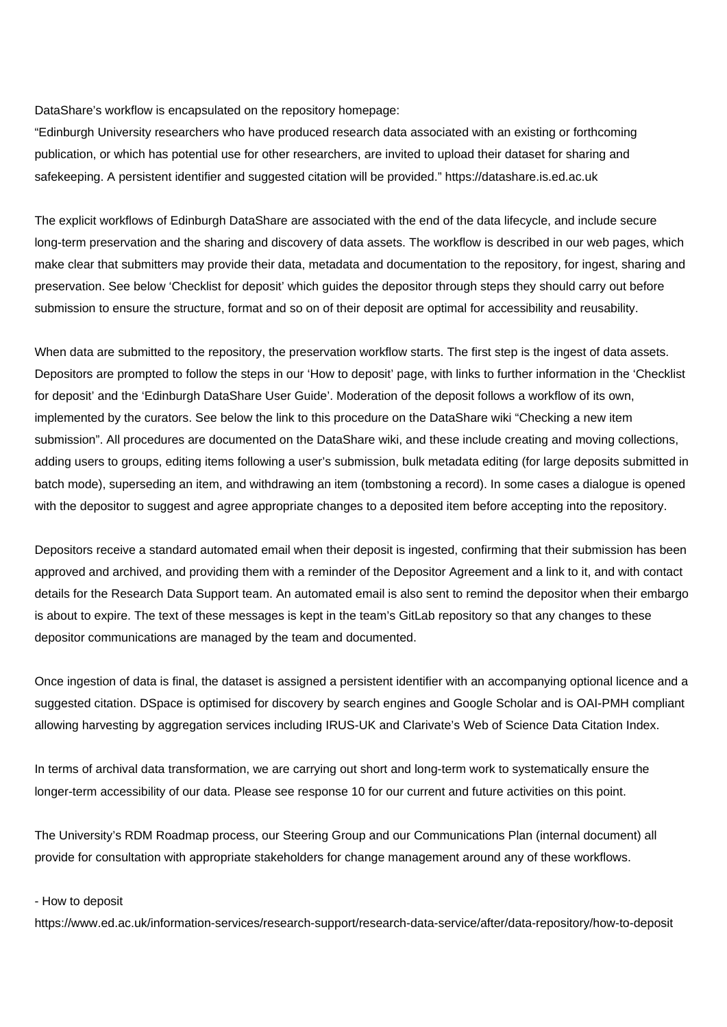DataShare's workflow is encapsulated on the repository homepage:
"Edinburgh University researchers who have produced research data associated with an existing or forthcoming publication, or which has potential use for other researchers, are invited to upload their dataset for sharing and safekeeping. A persistent identifier and suggested citation will be provided." https://datashare.is.ed.ac.uk

The explicit workflows of Edinburgh DataShare are associated with the end of the data lifecycle, and include secure long-term preservation and the sharing and discovery of data assets. The workflow is described in our web pages, which make clear that submitters may provide their data, metadata and documentation to the repository, for ingest, sharing and preservation. See below 'Checklist for deposit' which guides the depositor through steps they should carry out before submission to ensure the structure, format and so on of their deposit are optimal for accessibility and reusability.

When data are submitted to the repository, the preservation workflow starts. The first step is the ingest of data assets. Depositors are prompted to follow the steps in our 'How to deposit' page, with links to further information in the 'Checklist for deposit' and the 'Edinburgh DataShare User Guide'. Moderation of the deposit follows a workflow of its own, implemented by the curators. See below the link to this procedure on the DataShare wiki "Checking a new item submission". All procedures are documented on the DataShare wiki, and these include creating and moving collections, adding users to groups, editing items following a user's submission, bulk metadata editing (for large deposits submitted in batch mode), superseding an item, and withdrawing an item (tombstoning a record). In some cases a dialogue is opened with the depositor to suggest and agree appropriate changes to a deposited item before accepting into the repository.

Depositors receive a standard automated email when their deposit is ingested, confirming that their submission has been approved and archived, and providing them with a reminder of the Depositor Agreement and a link to it, and with contact details for the Research Data Support team. An automated email is also sent to remind the depositor when their embargo is about to expire. The text of these messages is kept in the team's GitLab repository so that any changes to these depositor communications are managed by the team and documented.

Once ingestion of data is final, the dataset is assigned a persistent identifier with an accompanying optional licence and a suggested citation. DSpace is optimised for discovery by search engines and Google Scholar and is OAI-PMH compliant allowing harvesting by aggregation services including IRUS-UK and Clarivate's Web of Science Data Citation Index.

In terms of archival data transformation, we are carrying out short and long-term work to systematically ensure the longer-term accessibility of our data. Please see response 10 for our current and future activities on this point.

The University's RDM Roadmap process, our Steering Group and our Communications Plan (internal document) all provide for consultation with appropriate stakeholders for change management around any of these workflows.

- How to deposit
https://www.ed.ac.uk/information-services/research-support/research-data-service/after/data-repository/how-to-deposit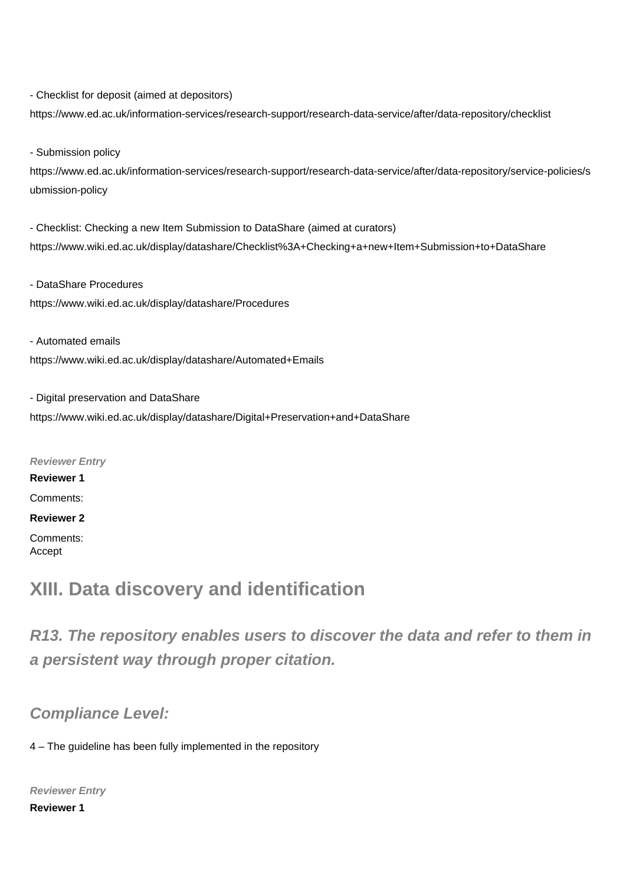- Checklist for deposit (aimed at depositors)

https://www.ed.ac.uk/information-services/research-support/research-data-service/after/data-repository/checklist

- Submission policy

https://www.ed.ac.uk/information-services/research-support/research-data-service/after/data-repository/service-policies/submission-policy

- Checklist: Checking a new Item Submission to DataShare (aimed at curators)

https://www.wiki.ed.ac.uk/display/datashare/Checklist%3A+Checking+a+new+Item+Submission+to+DataShare

- DataShare Procedures

https://www.wiki.ed.ac.uk/display/datashare/Procedures

- Automated emails

https://www.wiki.ed.ac.uk/display/datashare/Automated+Emails

- Digital preservation and DataShare

https://www.wiki.ed.ac.uk/display/datashare/Digital+Preservation+and+DataShare

***Reviewer Entry***

**Reviewer 1**

Comments:

**Reviewer 2**

Comments:
Accept

# XIII. Data discovery and identification

## *R13. The repository enables users to discover the data and refer to them in a persistent way through proper citation.*

### *Compliance Level:*

4 – The guideline has been fully implemented in the repository

***Reviewer Entry***

**Reviewer 1**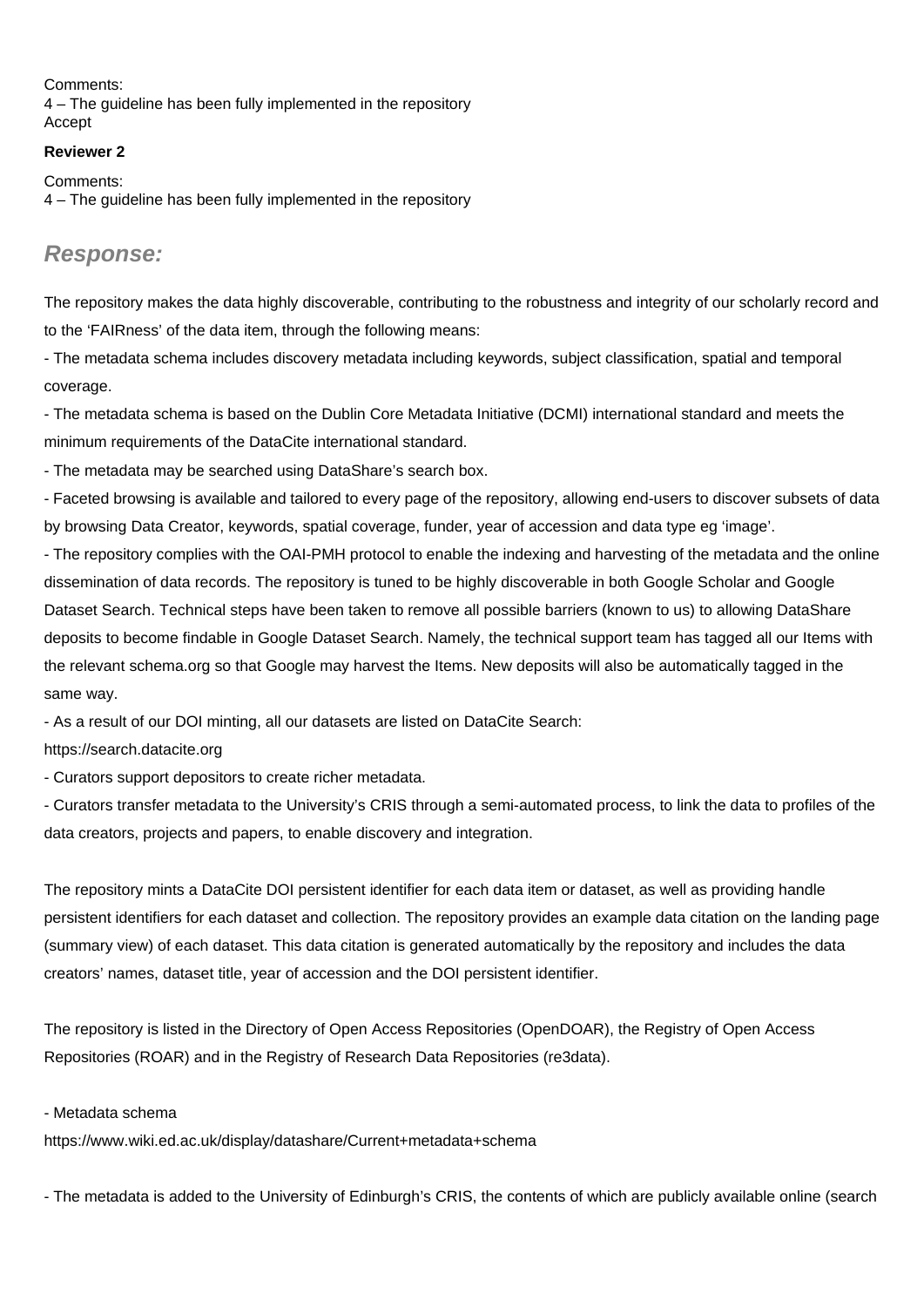Comments:
4 – The guideline has been fully implemented in the repository
Accept

**Reviewer 2**

Comments:
4 – The guideline has been fully implemented in the repository

## *Response:*

The repository makes the data highly discoverable, contributing to the robustness and integrity of our scholarly record and to the 'FAIRness' of the data item, through the following means:

- The metadata schema includes discovery metadata including keywords, subject classification, spatial and temporal coverage.
- The metadata schema is based on the Dublin Core Metadata Initiative (DCMI) international standard and meets the minimum requirements of the DataCite international standard.
- The metadata may be searched using DataShare's search box.
- Faceted browsing is available and tailored to every page of the repository, allowing end-users to discover subsets of data by browsing Data Creator, keywords, spatial coverage, funder, year of accession and data type eg 'image'.
- The repository complies with the OAI-PMH protocol to enable the indexing and harvesting of the metadata and the online dissemination of data records. The repository is tuned to be highly discoverable in both Google Scholar and Google Dataset Search. Technical steps have been taken to remove all possible barriers (known to us) to allowing DataShare deposits to become findable in Google Dataset Search. Namely, the technical support team has tagged all our Items with the relevant schema.org so that Google may harvest the Items. New deposits will also be automatically tagged in the same way.
- As a result of our DOI minting, all our datasets are listed on DataCite Search:
https://search.datacite.org
- Curators support depositors to create richer metadata.
- Curators transfer metadata to the University's CRIS through a semi-automated process, to link the data to profiles of the data creators, projects and papers, to enable discovery and integration.

The repository mints a DataCite DOI persistent identifier for each data item or dataset, as well as providing handle persistent identifiers for each dataset and collection. The repository provides an example data citation on the landing page (summary view) of each dataset. This data citation is generated automatically by the repository and includes the data creators' names, dataset title, year of accession and the DOI persistent identifier.

The repository is listed in the Directory of Open Access Repositories (OpenDOAR), the Registry of Open Access Repositories (ROAR) and in the Registry of Research Data Repositories (re3data).

- Metadata schema
https://www.wiki.ed.ac.uk/display/datashare/Current+metadata+schema

- The metadata is added to the University of Edinburgh's CRIS, the contents of which are publicly available online (search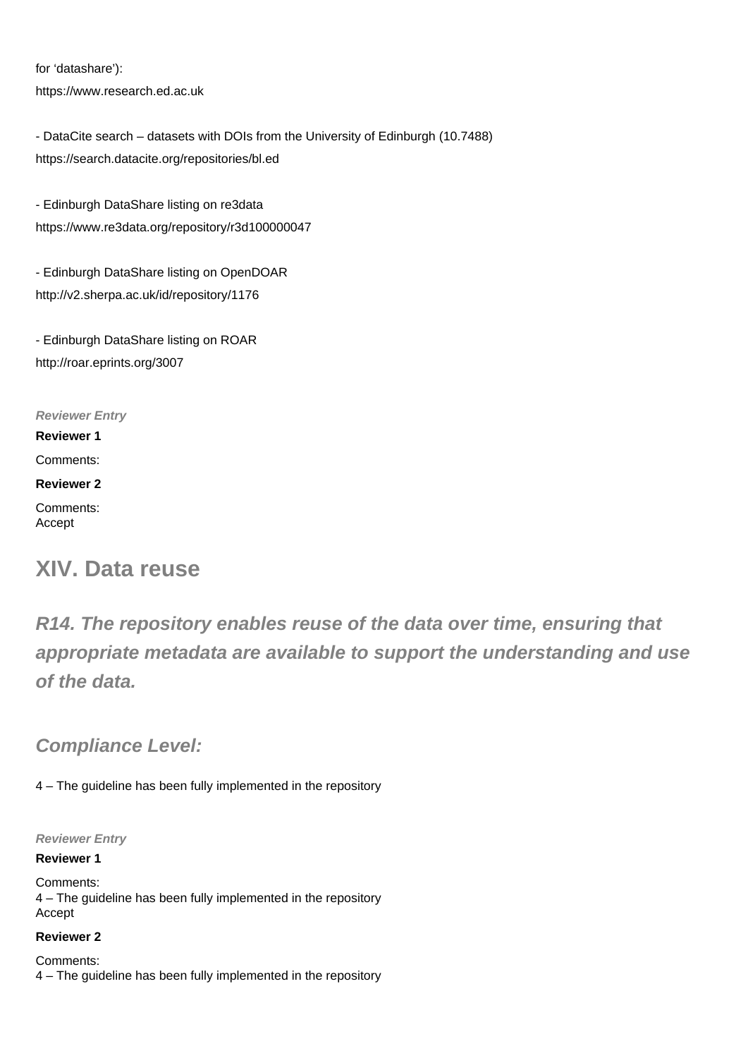for ‘datashare’):
https://www.research.ed.ac.uk

- DataCite search – datasets with DOIs from the University of Edinburgh (10.7488)
https://search.datacite.org/repositories/bl.ed

- Edinburgh DataShare listing on re3data
https://www.re3data.org/repository/r3d100000047

- Edinburgh DataShare listing on OpenDOAR
http://v2.sherpa.ac.uk/id/repository/1176

- Edinburgh DataShare listing on ROAR
http://roar.eprints.org/3007

***Reviewer Entry***

**Reviewer 1**

Comments:

**Reviewer 2**

Comments:
Accept

## XIV. Data reuse

### *R14. The repository enables reuse of the data over time, ensuring that appropriate metadata are available to support the understanding and use of the data.*

### *Compliance Level:*

4 – The guideline has been fully implemented in the repository

***Reviewer Entry***

**Reviewer 1**

Comments:
4 – The guideline has been fully implemented in the repository
Accept

**Reviewer 2**

Comments:
4 – The guideline has been fully implemented in the repository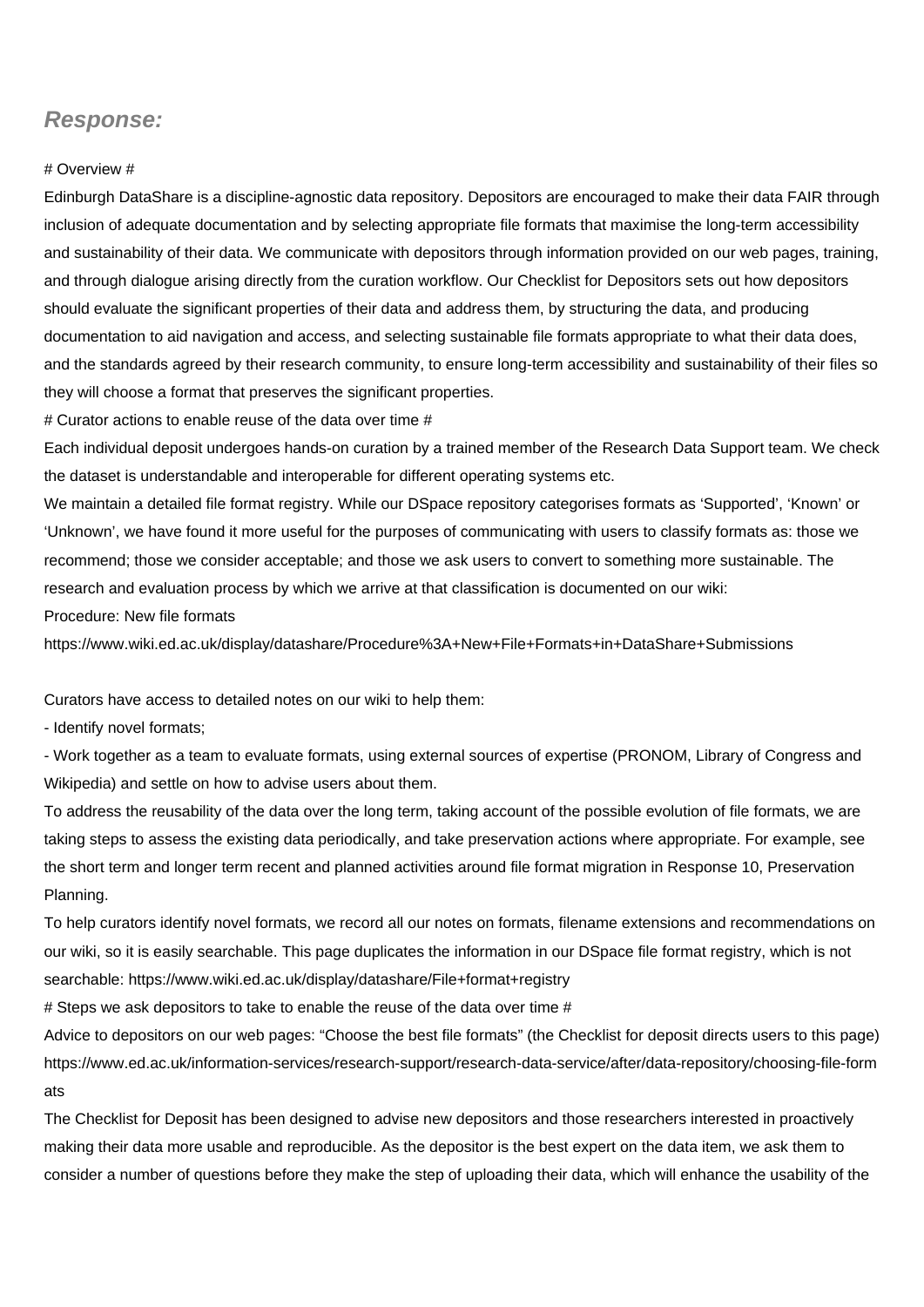## *Response:*

# Overview #

Edinburgh DataShare is a discipline-agnostic data repository. Depositors are encouraged to make their data FAIR through inclusion of adequate documentation and by selecting appropriate file formats that maximise the long-term accessibility and sustainability of their data. We communicate with depositors through information provided on our web pages, training, and through dialogue arising directly from the curation workflow. Our Checklist for Depositors sets out how depositors should evaluate the significant properties of their data and address them, by structuring the data, and producing documentation to aid navigation and access, and selecting sustainable file formats appropriate to what their data does, and the standards agreed by their research community, to ensure long-term accessibility and sustainability of their files so they will choose a format that preserves the significant properties.

# Curator actions to enable reuse of the data over time #

Each individual deposit undergoes hands-on curation by a trained member of the Research Data Support team. We check the dataset is understandable and interoperable for different operating systems etc.

We maintain a detailed file format registry. While our DSpace repository categorises formats as ‘Supported’, ‘Known’ or ‘Unknown’, we have found it more useful for the purposes of communicating with users to classify formats as: those we recommend; those we consider acceptable; and those we ask users to convert to something more sustainable. The research and evaluation process by which we arrive at that classification is documented on our wiki:

Procedure: New file formats

https://www.wiki.ed.ac.uk/display/datashare/Procedure%3A+New+File+Formats+in+DataShare+Submissions

Curators have access to detailed notes on our wiki to help them:

- Identify novel formats;
- Work together as a team to evaluate formats, using external sources of expertise (PRONOM, Library of Congress and Wikipedia) and settle on how to advise users about them.

To address the reusability of the data over the long term, taking account of the possible evolution of file formats, we are taking steps to assess the existing data periodically, and take preservation actions where appropriate. For example, see the short term and longer term recent and planned activities around file format migration in Response 10, Preservation Planning.

To help curators identify novel formats, we record all our notes on formats, filename extensions and recommendations on our wiki, so it is easily searchable. This page duplicates the information in our DSpace file format registry, which is not searchable: https://www.wiki.ed.ac.uk/display/datashare/File+format+registry

# Steps we ask depositors to take to enable the reuse of the data over time #

Advice to depositors on our web pages: “Choose the best file formats” (the Checklist for deposit directs users to this page) https://www.ed.ac.uk/information-services/research-support/research-data-service/after/data-repository/choosing-file-formats

The Checklist for Deposit has been designed to advise new depositors and those researchers interested in proactively making their data more usable and reproducible. As the depositor is the best expert on the data item, we ask them to consider a number of questions before they make the step of uploading their data, which will enhance the usability of the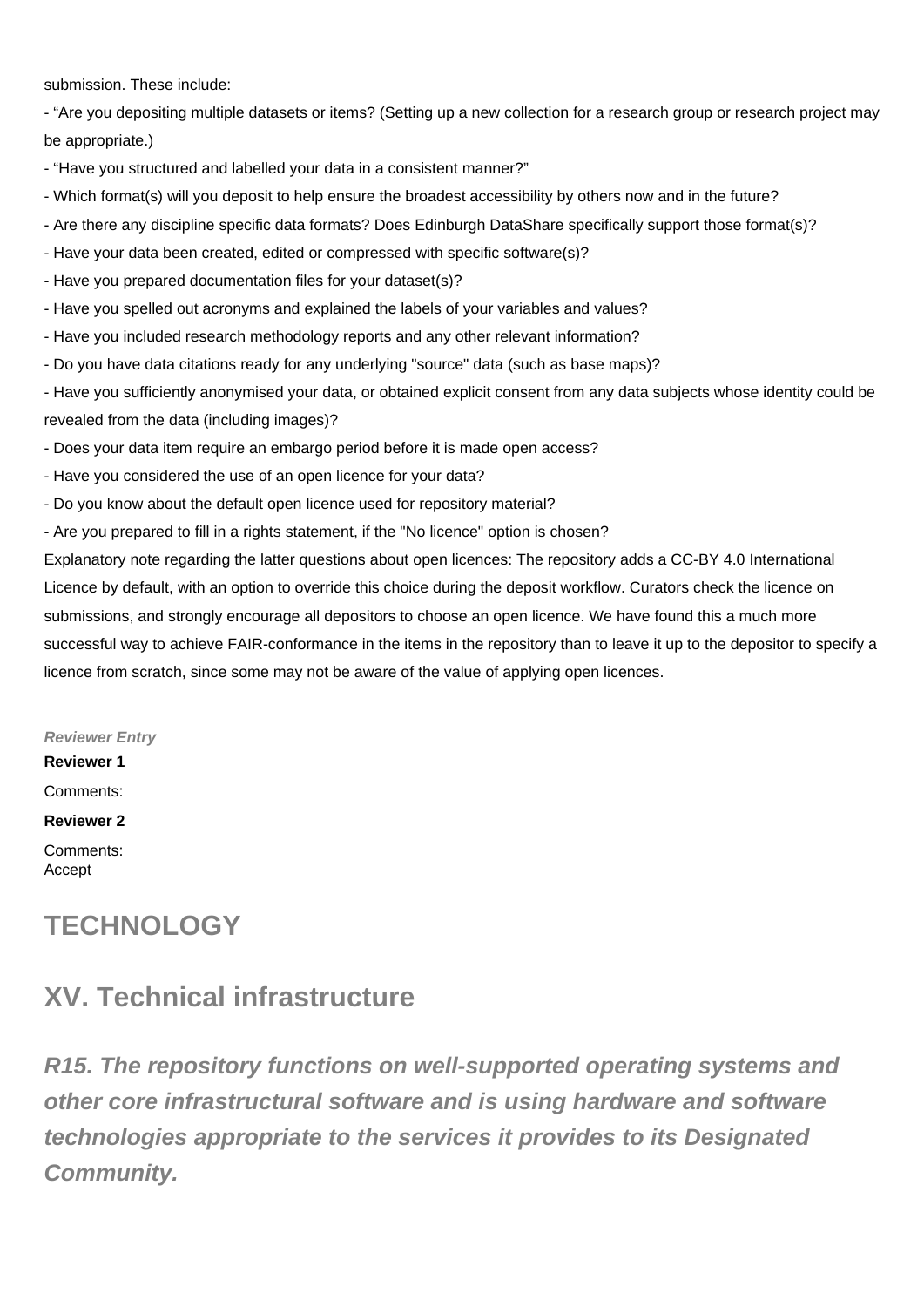submission. These include:

- “Are you depositing multiple datasets or items? (Setting up a new collection for a research group or research project may be appropriate.)
- “Have you structured and labelled your data in a consistent manner?”
- Which format(s) will you deposit to help ensure the broadest accessibility by others now and in the future?
- Are there any discipline specific data formats? Does Edinburgh DataShare specifically support those format(s)?
- Have your data been created, edited or compressed with specific software(s)?
- Have you prepared documentation files for your dataset(s)?
- Have you spelled out acronyms and explained the labels of your variables and values?
- Have you included research methodology reports and any other relevant information?
- Do you have data citations ready for any underlying "source" data (such as base maps)?
- Have you sufficiently anonymised your data, or obtained explicit consent from any data subjects whose identity could be revealed from the data (including images)?
- Does your data item require an embargo period before it is made open access?
- Have you considered the use of an open licence for your data?
- Do you know about the default open licence used for repository material?
- Are you prepared to fill in a rights statement, if the "No licence" option is chosen?

Explanatory note regarding the latter questions about open licences: The repository adds a CC-BY 4.0 International Licence by default, with an option to override this choice during the deposit workflow. Curators check the licence on submissions, and strongly encourage all depositors to choose an open licence. We have found this a much more successful way to achieve FAIR-conformance in the items in the repository than to leave it up to the depositor to specify a licence from scratch, since some may not be aware of the value of applying open licences.

***Reviewer Entry***

**Reviewer 1**

Comments:

**Reviewer 2**

Comments:
Accept

# TECHNOLOGY

## XV. Technical infrastructure

### *R15. The repository functions on well-supported operating systems and other core infrastructural software and is using hardware and software technologies appropriate to the services it provides to its Designated Community.*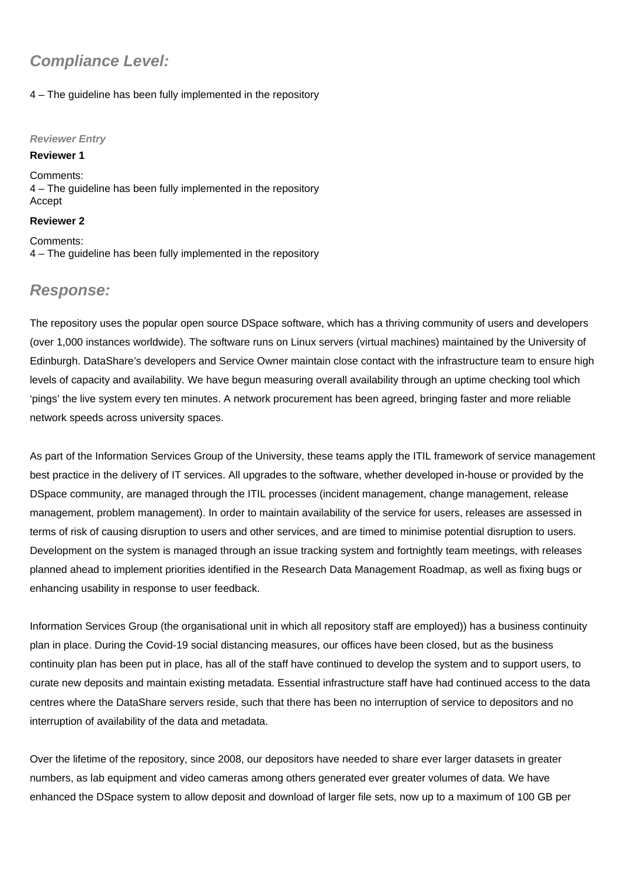## *Compliance Level:*

4 – The guideline has been fully implemented in the repository

***Reviewer Entry***

**Reviewer 1**

Comments:
4 – The guideline has been fully implemented in the repository
Accept

**Reviewer 2**

Comments:
4 – The guideline has been fully implemented in the repository

## *Response:*

The repository uses the popular open source DSpace software, which has a thriving community of users and developers (over 1,000 instances worldwide). The software runs on Linux servers (virtual machines) maintained by the University of Edinburgh. DataShare's developers and Service Owner maintain close contact with the infrastructure team to ensure high levels of capacity and availability. We have begun measuring overall availability through an uptime checking tool which 'pings' the live system every ten minutes. A network procurement has been agreed, bringing faster and more reliable network speeds across university spaces.

As part of the Information Services Group of the University, these teams apply the ITIL framework of service management best practice in the delivery of IT services. All upgrades to the software, whether developed in-house or provided by the DSpace community, are managed through the ITIL processes (incident management, change management, release management, problem management). In order to maintain availability of the service for users, releases are assessed in terms of risk of causing disruption to users and other services, and are timed to minimise potential disruption to users. Development on the system is managed through an issue tracking system and fortnightly team meetings, with releases planned ahead to implement priorities identified in the Research Data Management Roadmap, as well as fixing bugs or enhancing usability in response to user feedback.

Information Services Group (the organisational unit in which all repository staff are employed)) has a business continuity plan in place. During the Covid-19 social distancing measures, our offices have been closed, but as the business continuity plan has been put in place, has all of the staff have continued to develop the system and to support users, to curate new deposits and maintain existing metadata. Essential infrastructure staff have had continued access to the data centres where the DataShare servers reside, such that there has been no interruption of service to depositors and no interruption of availability of the data and metadata.

Over the lifetime of the repository, since 2008, our depositors have needed to share ever larger datasets in greater numbers, as lab equipment and video cameras among others generated ever greater volumes of data. We have enhanced the DSpace system to allow deposit and download of larger file sets, now up to a maximum of 100 GB per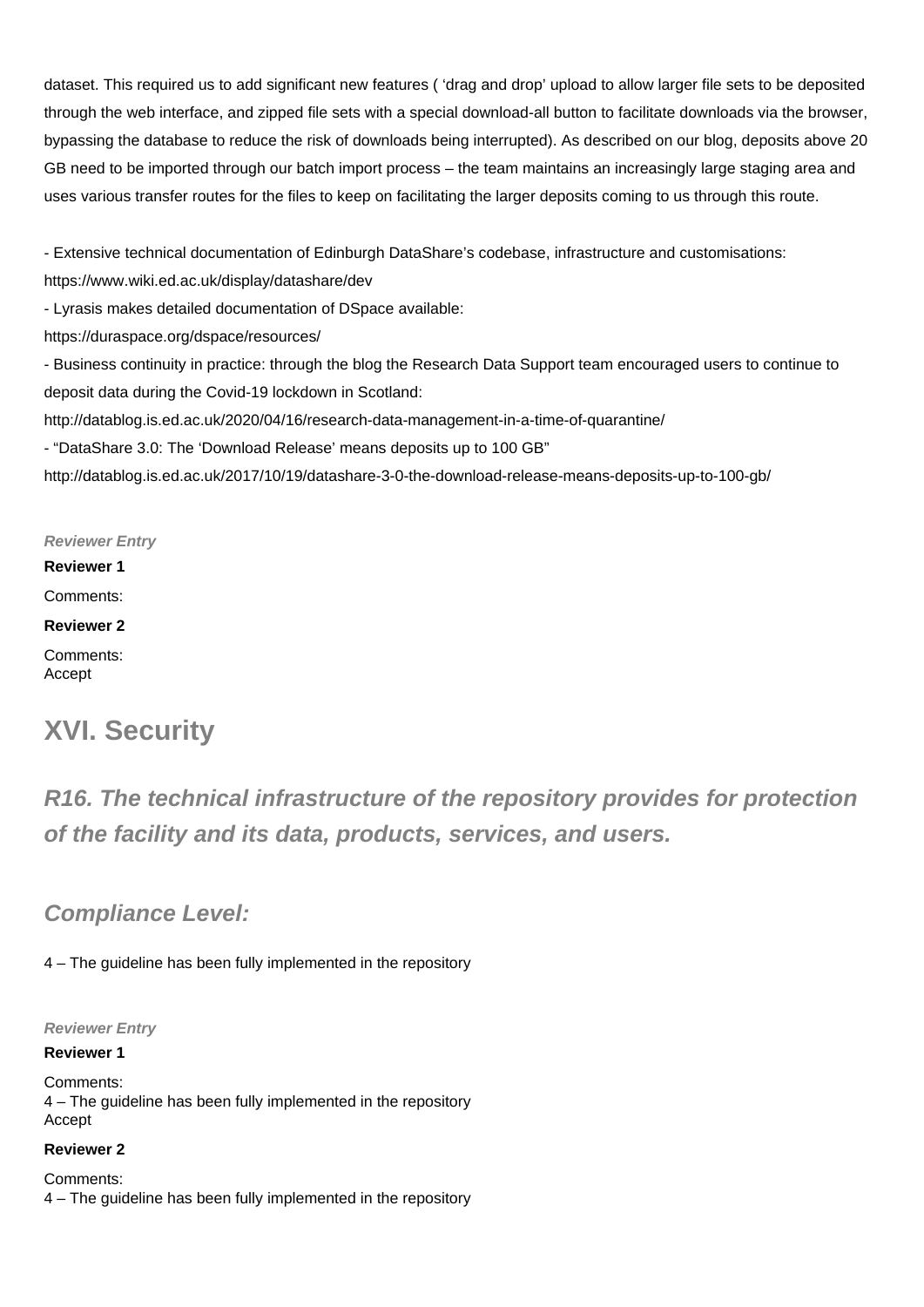dataset. This required us to add significant new features ( 'drag and drop' upload to allow larger file sets to be deposited through the web interface, and zipped file sets with a special download-all button to facilitate downloads via the browser, bypassing the database to reduce the risk of downloads being interrupted). As described on our blog, deposits above 20 GB need to be imported through our batch import process – the team maintains an increasingly large staging area and uses various transfer routes for the files to keep on facilitating the larger deposits coming to us through this route.

- Extensive technical documentation of Edinburgh DataShare's codebase, infrastructure and customisations:
https://www.wiki.ed.ac.uk/display/datashare/dev
- Lyrasis makes detailed documentation of DSpace available:
https://duraspace.org/dspace/resources/
- Business continuity in practice: through the blog the Research Data Support team encouraged users to continue to deposit data during the Covid-19 lockdown in Scotland:
http://datablog.is.ed.ac.uk/2020/04/16/research-data-management-in-a-time-of-quarantine/
- "DataShare 3.0: The 'Download Release' means deposits up to 100 GB"
http://datablog.is.ed.ac.uk/2017/10/19/datashare-3-0-the-download-release-means-deposits-up-to-100-gb/

***Reviewer Entry***

**Reviewer 1**

Comments:

**Reviewer 2**

Comments:
Accept

# XVI. Security

## *R16. The technical infrastructure of the repository provides for protection of the facility and its data, products, services, and users.*

### *Compliance Level:*

4 – The guideline has been fully implemented in the repository

***Reviewer Entry***

**Reviewer 1**

Comments:
4 – The guideline has been fully implemented in the repository
Accept

**Reviewer 2**

Comments:
4 – The guideline has been fully implemented in the repository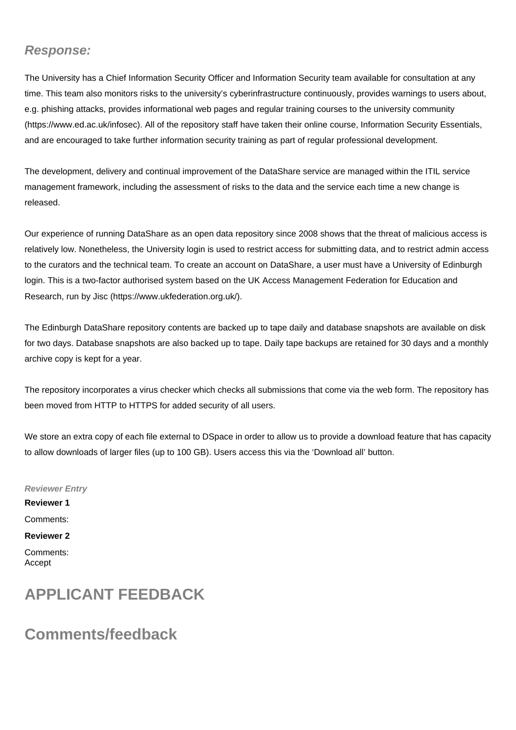### *Response:*

The University has a Chief Information Security Officer and Information Security team available for consultation at any time. This team also monitors risks to the university's cyberinfrastructure continuously, provides warnings to users about, e.g. phishing attacks, provides informational web pages and regular training courses to the university community (https://www.ed.ac.uk/infosec). All of the repository staff have taken their online course, Information Security Essentials, and are encouraged to take further information security training as part of regular professional development.

The development, delivery and continual improvement of the DataShare service are managed within the ITIL service management framework, including the assessment of risks to the data and the service each time a new change is released.

Our experience of running DataShare as an open data repository since 2008 shows that the threat of malicious access is relatively low. Nonetheless, the University login is used to restrict access for submitting data, and to restrict admin access to the curators and the technical team. To create an account on DataShare, a user must have a University of Edinburgh login. This is a two-factor authorised system based on the UK Access Management Federation for Education and Research, run by Jisc (https://www.ukfederation.org.uk/).

The Edinburgh DataShare repository contents are backed up to tape daily and database snapshots are available on disk for two days. Database snapshots are also backed up to tape. Daily tape backups are retained for 30 days and a monthly archive copy is kept for a year.

The repository incorporates a virus checker which checks all submissions that come via the web form. The repository has been moved from HTTP to HTTPS for added security of all users.

We store an extra copy of each file external to DSpace in order to allow us to provide a download feature that has capacity to allow downloads of larger files (up to 100 GB). Users access this via the 'Download all' button.

***Reviewer Entry***

**Reviewer 1**

Comments:

**Reviewer 2**

Comments:
Accept

## APPLICANT FEEDBACK

## Comments/feedback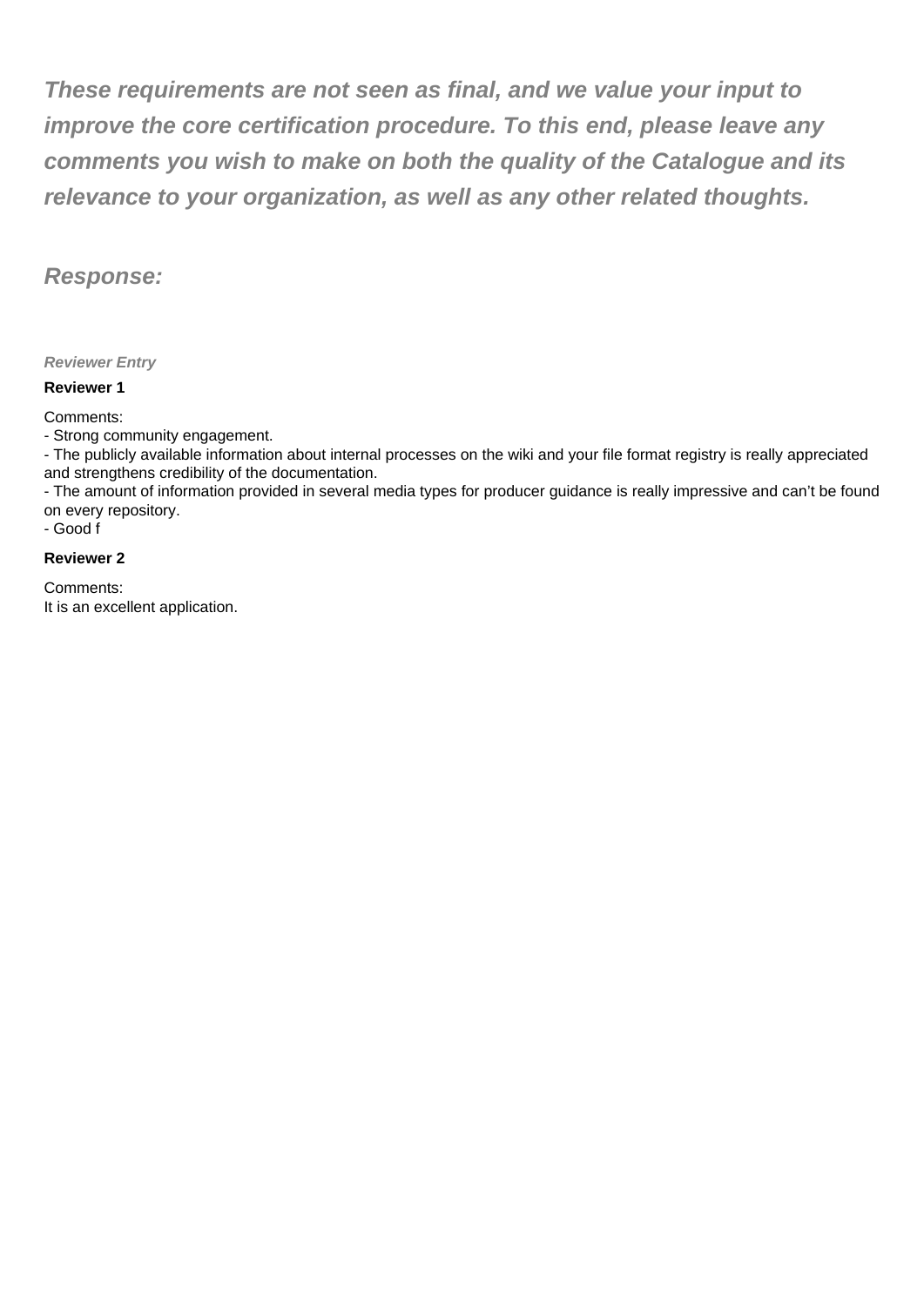***These requirements are not seen as final, and we value your input to improve the core certification procedure. To this end, please leave any comments you wish to make on both the quality of the Catalogue and its relevance to your organization, as well as any other related thoughts.***

***Response:***

***Reviewer Entry***

**Reviewer 1**

Comments:
- Strong community engagement.
- The publicly available information about internal processes on the wiki and your file format registry is really appreciated and strengthens credibility of the documentation.
- The amount of information provided in several media types for producer guidance is really impressive and can't be found on every repository.
- Good f

**Reviewer 2**

Comments:
It is an excellent application.